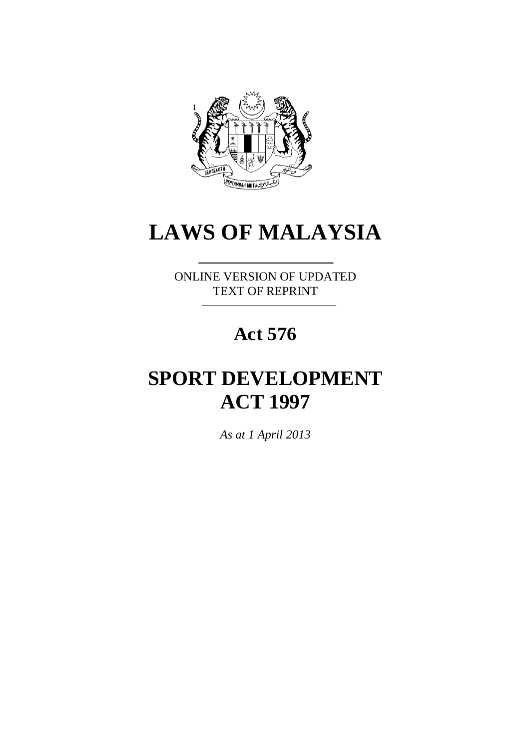# LAWS OF MALAYSIA

ONLINE VERSION OF UPDATED TEXT OF REPRINT

## Act 576

# SPORT DEVELOPMENT ACT 1997

*As at 1 April 2013*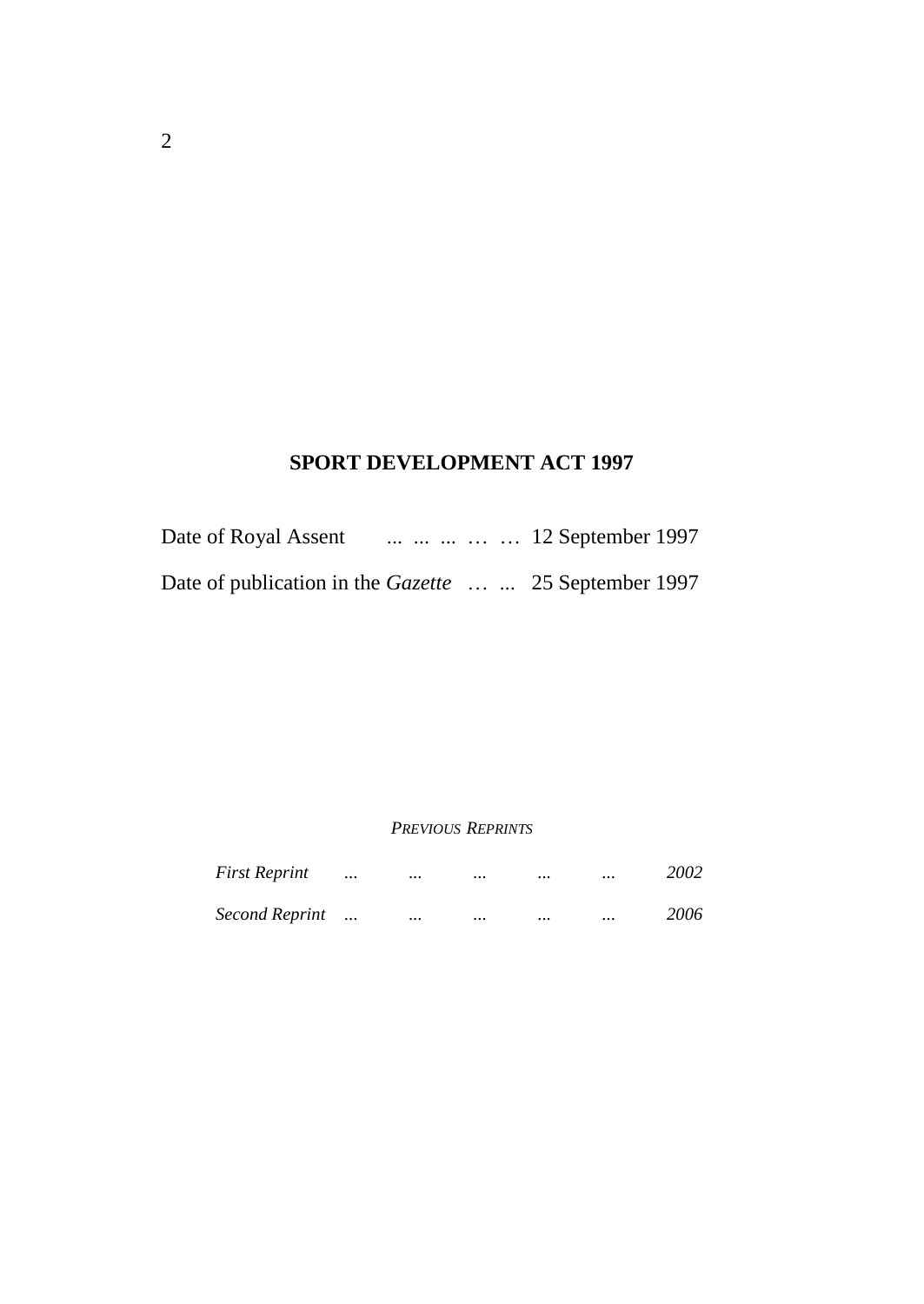**SPORT DEVELOPMENT ACT 1997**

Date of Royal Assent ... ... ... … … 12 September 1997

Date of publication in the *Gazette* … ... 25 September 1997

*PREVIOUS REPRINTS*

| | | | | | | |
|---|---|---|---|---|---|---|
| *First Reprint* | ... | ... | ... | ... | ... | *2002* |
| *Second Reprint* | ... | ... | ... | ... | ... | *2006* |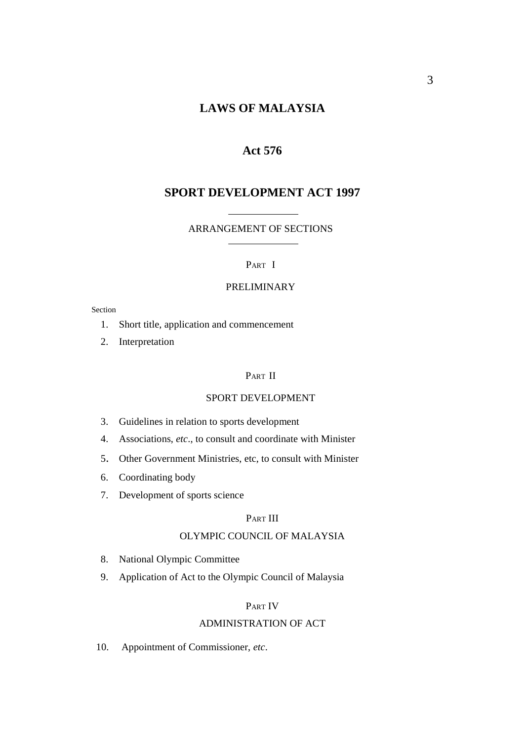# LAWS OF MALAYSIA

## Act 576

## SPORT DEVELOPMENT ACT 1997

ARRANGEMENT OF SECTIONS

PART I

PRELIMINARY

Section

1. Short title, application and commencement
2. Interpretation

PART II

SPORT DEVELOPMENT

3. Guidelines in relation to sports development
4. Associations, *etc*., to consult and coordinate with Minister
5. Other Government Ministries, etc, to consult with Minister
6. Coordinating body
7. Development of sports science

PART III

OLYMPIC COUNCIL OF MALAYSIA

8. National Olympic Committee
9. Application of Act to the Olympic Council of Malaysia

PART IV

ADMINISTRATION OF ACT

10. Appointment of Commissioner, *etc*.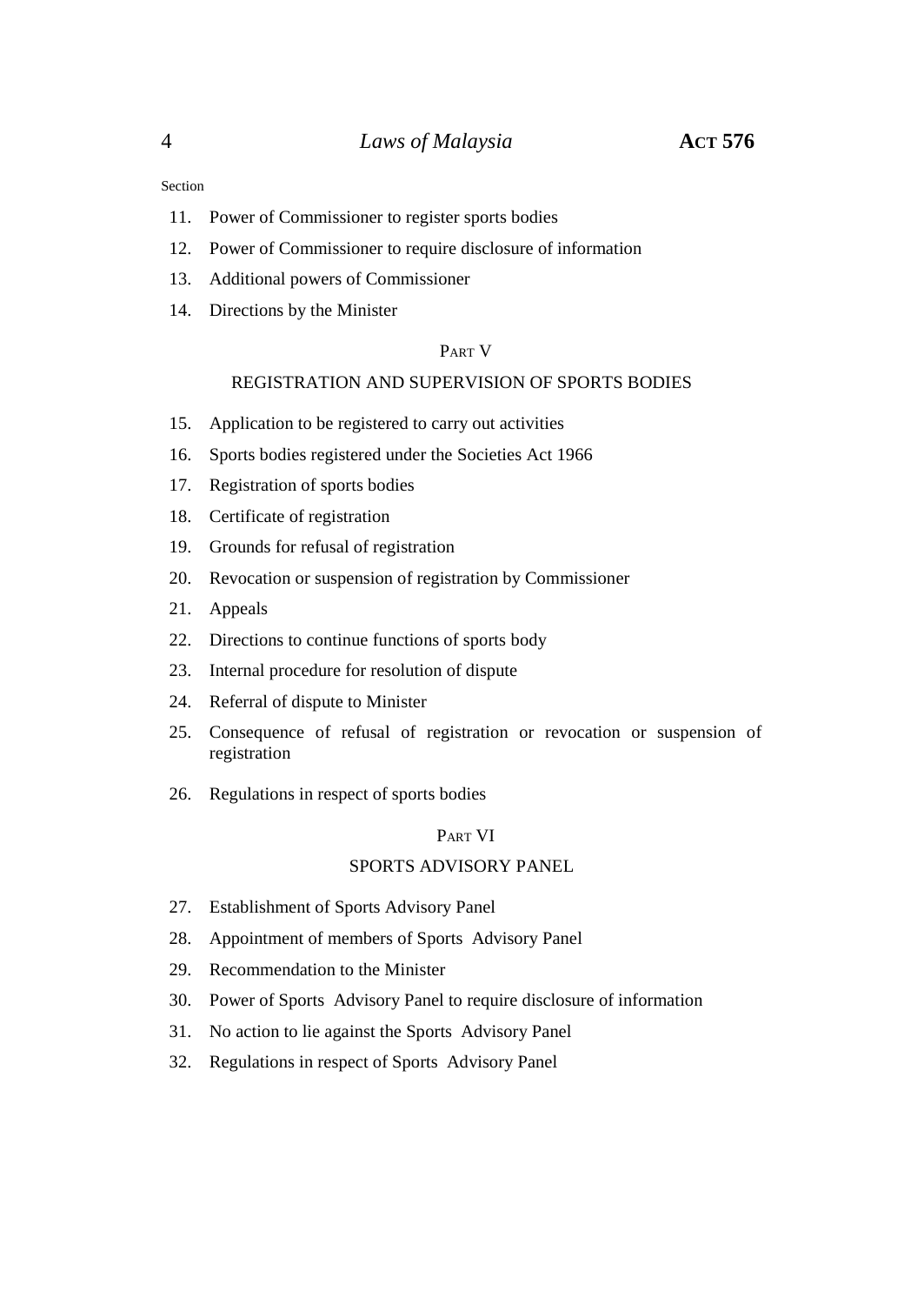Section

11. Power of Commissioner to register sports bodies
12. Power of Commissioner to require disclosure of information
13. Additional powers of Commissioner
14. Directions by the Minister

## PART V

## REGISTRATION AND SUPERVISION OF SPORTS BODIES

15. Application to be registered to carry out activities
16. Sports bodies registered under the Societies Act 1966
17. Registration of sports bodies
18. Certificate of registration
19. Grounds for refusal of registration
20. Revocation or suspension of registration by Commissioner
21. Appeals
22. Directions to continue functions of sports body
23. Internal procedure for resolution of dispute
24. Referral of dispute to Minister
25. Consequence of refusal of registration or revocation or suspension of registration
26. Regulations in respect of sports bodies

## PART VI

## SPORTS ADVISORY PANEL

27. Establishment of Sports Advisory Panel
28. Appointment of members of Sports Advisory Panel
29. Recommendation to the Minister
30. Power of Sports Advisory Panel to require disclosure of information
31. No action to lie against the Sports Advisory Panel
32. Regulations in respect of Sports Advisory Panel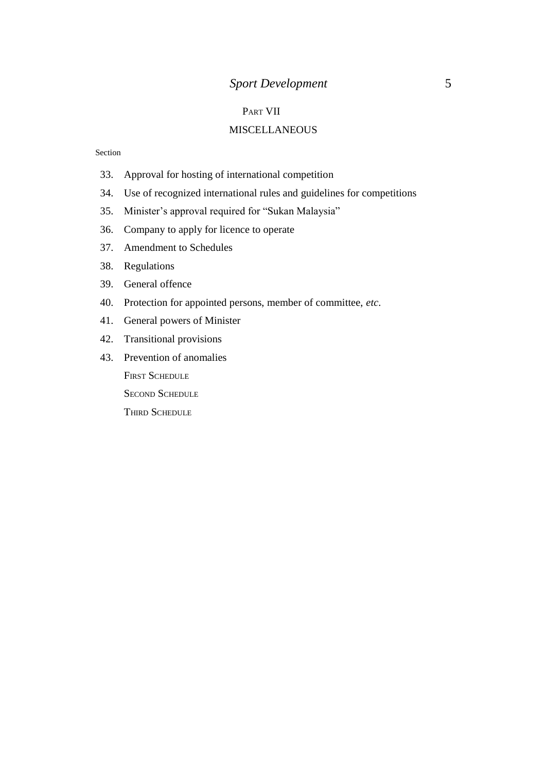## Part VII

## MISCELLANEOUS

Section

33. Approval for hosting of international competition
34. Use of recognized international rules and guidelines for competitions
35. Minister's approval required for "Sukan Malaysia"
36. Company to apply for licence to operate
37. Amendment to Schedules
38. Regulations
39. General offence
40. Protection for appointed persons, member of committee, *etc.*
41. General powers of Minister
42. Transitional provisions
43. Prevention of anomalies

First Schedule

Second Schedule

Third Schedule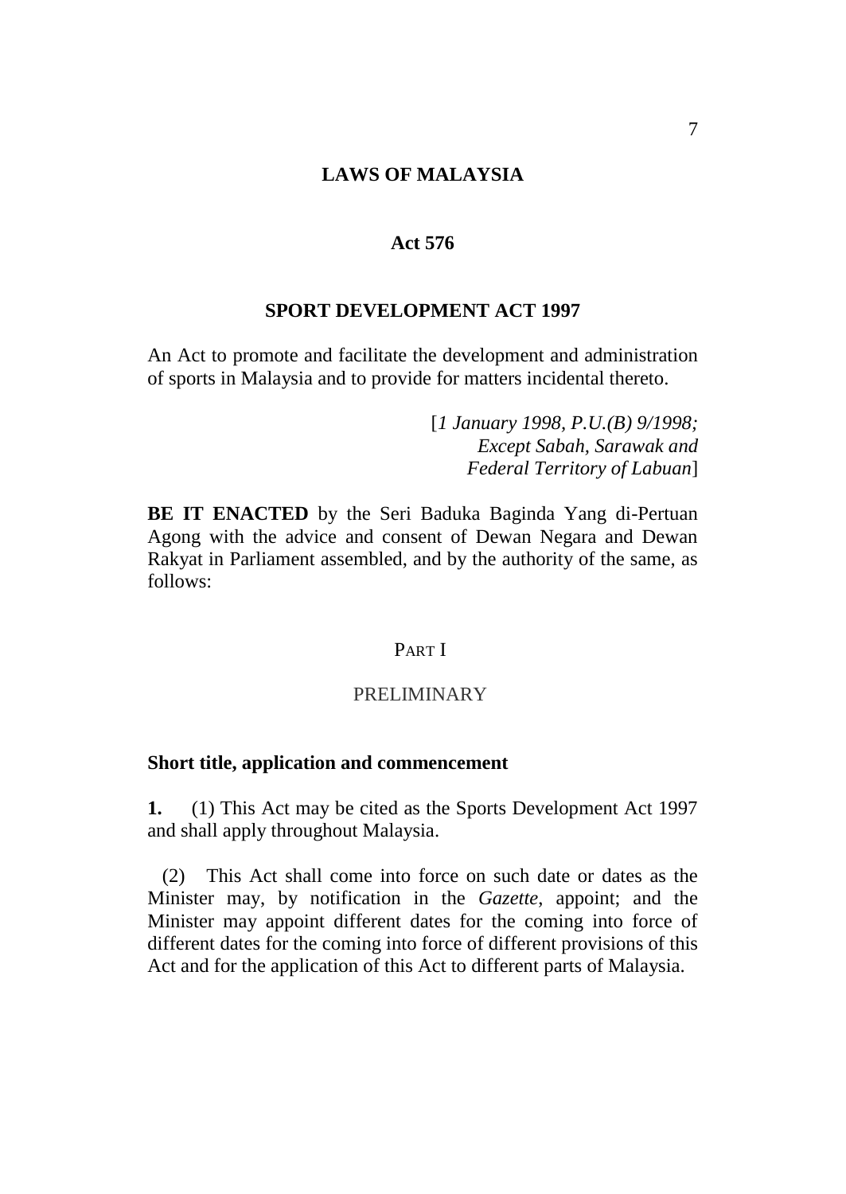# LAWS OF MALAYSIA

## Act 576

## SPORT DEVELOPMENT ACT 1997

An Act to promote and facilitate the development and administration of sports in Malaysia and to provide for matters incidental thereto.

[*1 January 1998, P.U.(B) 9/1998; Except Sabah, Sarawak and Federal Territory of Labuan*]

**BE IT ENACTED** by the Seri Baduka Baginda Yang di-Pertuan Agong with the advice and consent of Dewan Negara and Dewan Rakyat in Parliament assembled, and by the authority of the same, as follows:

PART I

PRELIMINARY

### Short title, application and commencement

**1.** (1) This Act may be cited as the Sports Development Act 1997 and shall apply throughout Malaysia.

(2) This Act shall come into force on such date or dates as the Minister may, by notification in the *Gazette*, appoint; and the Minister may appoint different dates for the coming into force of different dates for the coming into force of different provisions of this Act and for the application of this Act to different parts of Malaysia.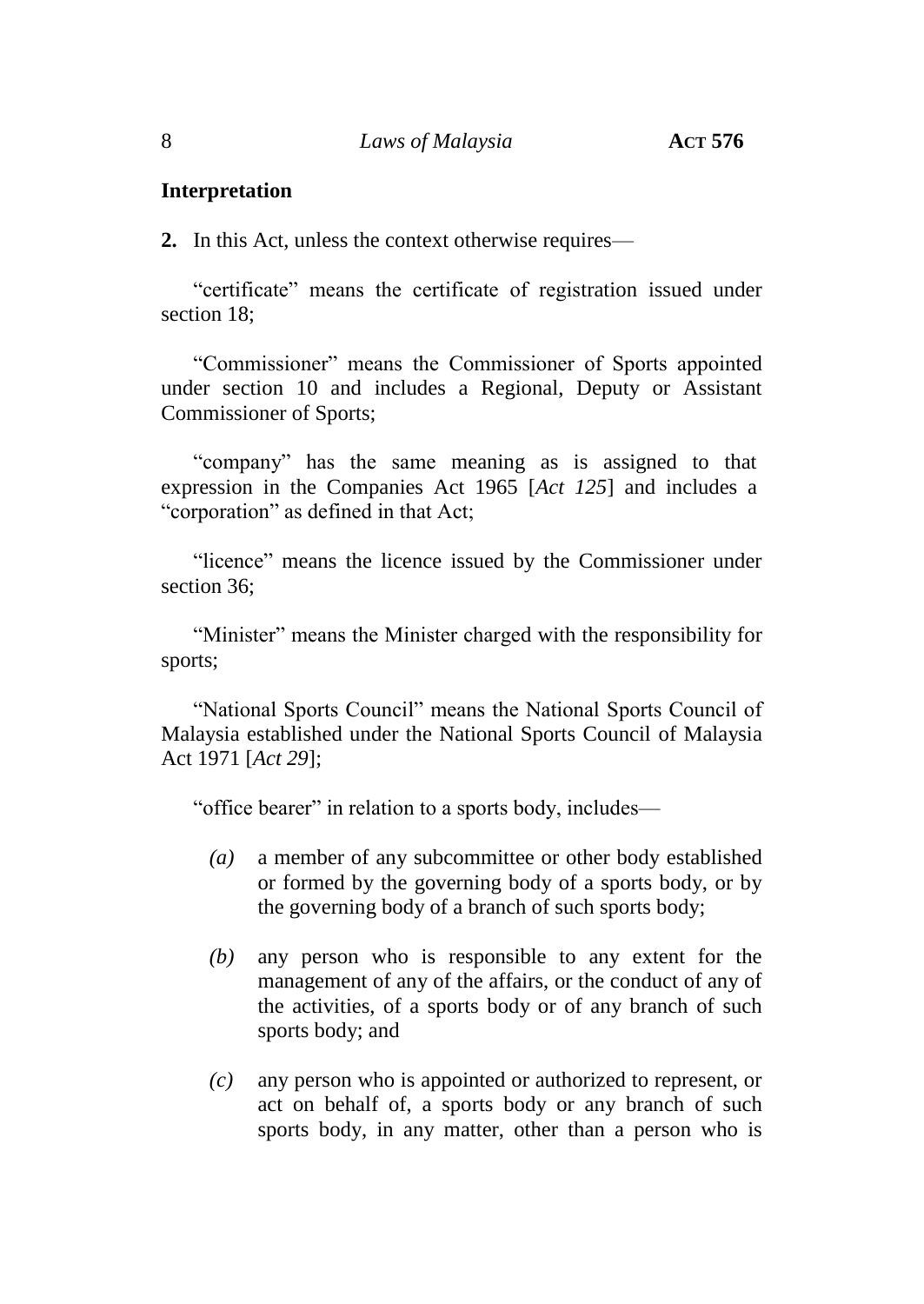### Interpretation

**2.** In this Act, unless the context otherwise requires—

"certificate" means the certificate of registration issued under section 18;

"Commissioner" means the Commissioner of Sports appointed under section 10 and includes a Regional, Deputy or Assistant Commissioner of Sports;

"company" has the same meaning as is assigned to that expression in the Companies Act 1965 [*Act 125*] and includes a "corporation" as defined in that Act;

"licence" means the licence issued by the Commissioner under section 36;

"Minister" means the Minister charged with the responsibility for sports;

"National Sports Council" means the National Sports Council of Malaysia established under the National Sports Council of Malaysia Act 1971 [*Act 29*];

"office bearer" in relation to a sports body, includes—

*(a)* a member of any subcommittee or other body established or formed by the governing body of a sports body, or by the governing body of a branch of such sports body;

*(b)* any person who is responsible to any extent for the management of any of the affairs, or the conduct of any of the activities, of a sports body or of any branch of such sports body; and

*(c)* any person who is appointed or authorized to represent, or act on behalf of, a sports body or any branch of such sports body, in any matter, other than a person who is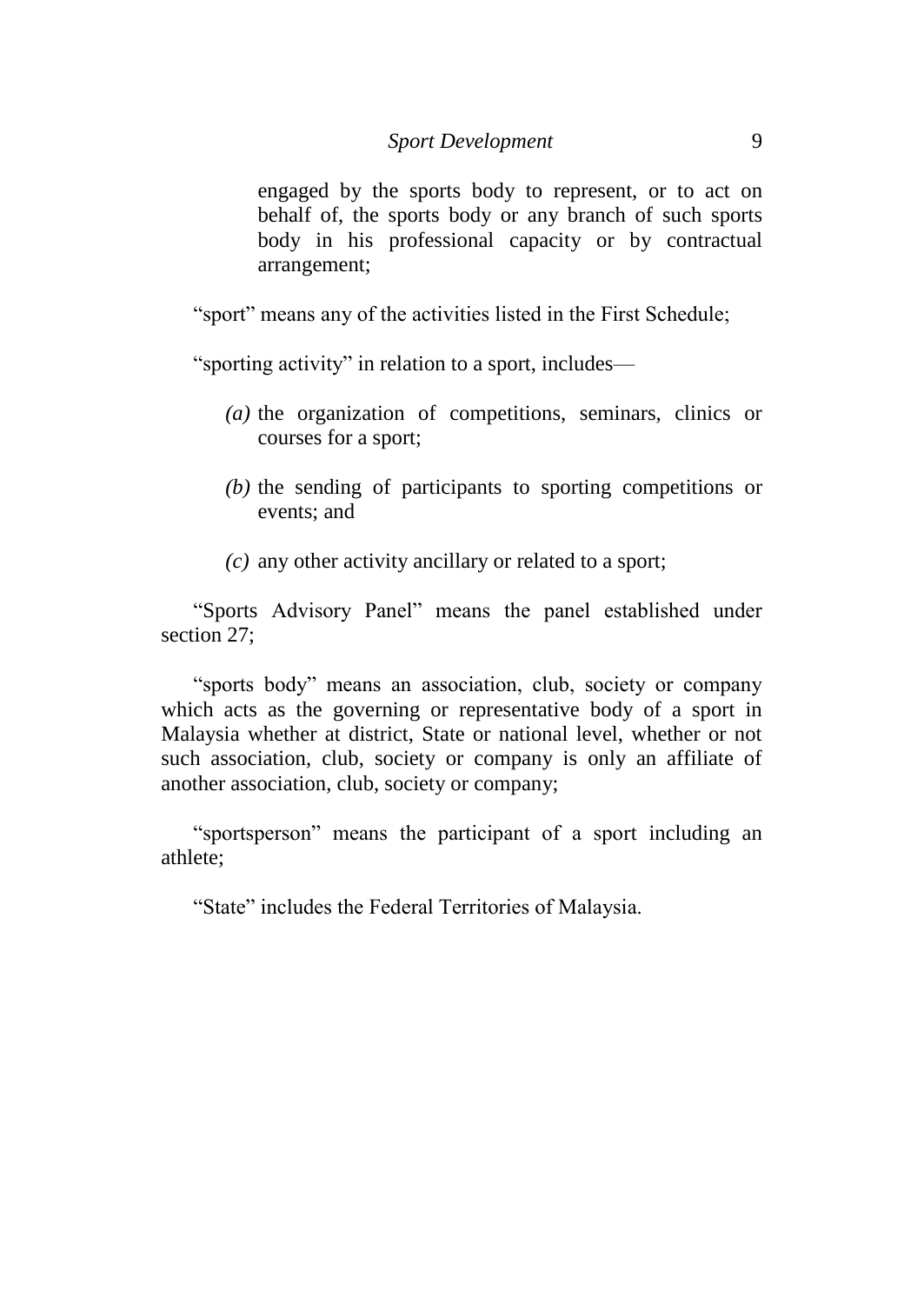engaged by the sports body to represent, or to act on behalf of, the sports body or any branch of such sports body in his professional capacity or by contractual arrangement;

"sport" means any of the activities listed in the First Schedule;

"sporting activity" in relation to a sport, includes—

*(a)* the organization of competitions, seminars, clinics or courses for a sport;

*(b)* the sending of participants to sporting competitions or events; and

*(c)* any other activity ancillary or related to a sport;

"Sports Advisory Panel" means the panel established under section 27;

"sports body" means an association, club, society or company which acts as the governing or representative body of a sport in Malaysia whether at district, State or national level, whether or not such association, club, society or company is only an affiliate of another association, club, society or company;

"sportsperson" means the participant of a sport including an athlete;

"State" includes the Federal Territories of Malaysia.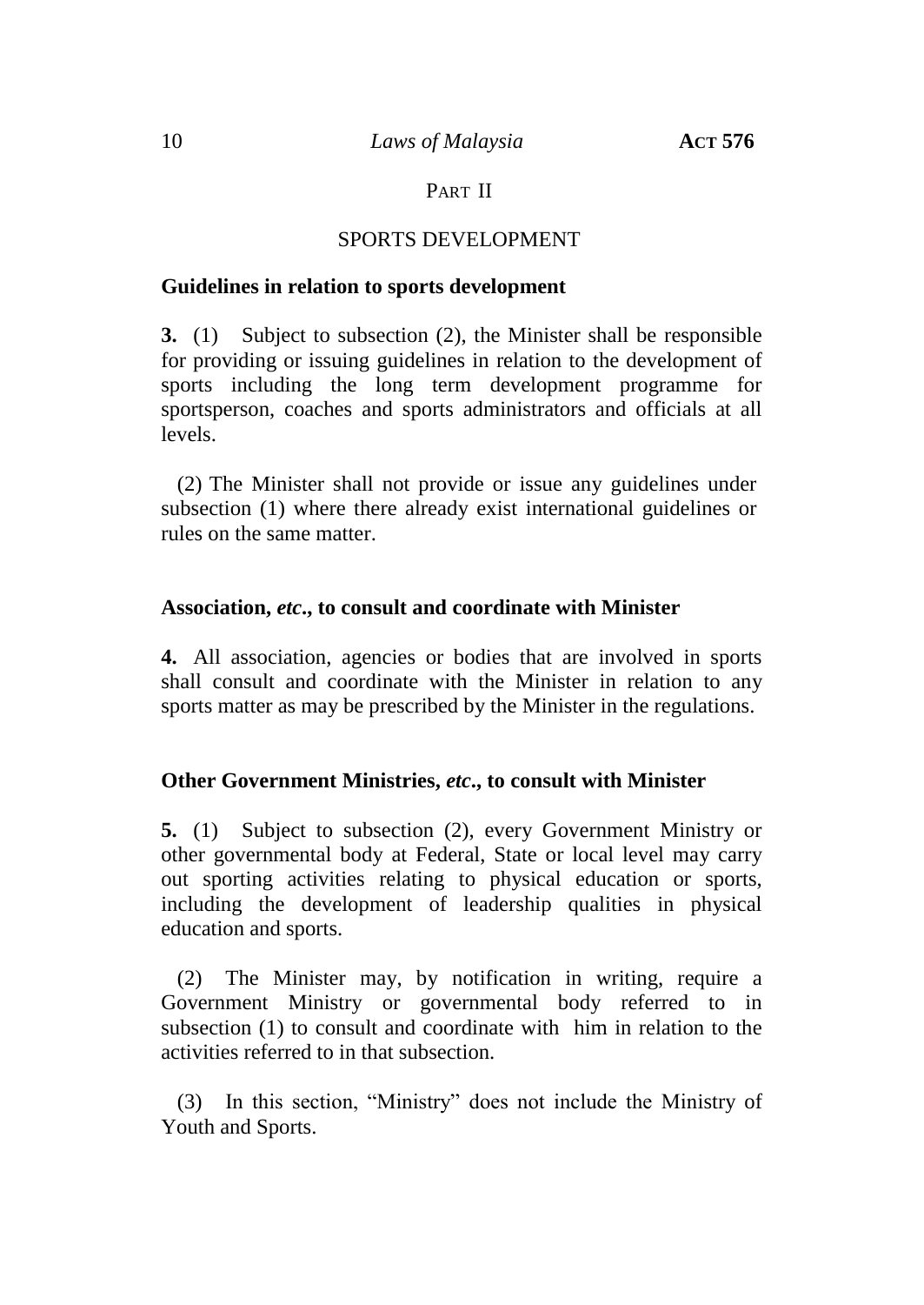## PART II

## SPORTS DEVELOPMENT

**Guidelines in relation to sports development**

**3.** (1) Subject to subsection (2), the Minister shall be responsible for providing or issuing guidelines in relation to the development of sports including the long term development programme for sportsperson, coaches and sports administrators and officials at all levels.

(2) The Minister shall not provide or issue any guidelines under subsection (1) where there already exist international guidelines or rules on the same matter.

**Association, *etc*., to consult and coordinate with Minister**

**4.** All association, agencies or bodies that are involved in sports shall consult and coordinate with the Minister in relation to any sports matter as may be prescribed by the Minister in the regulations.

**Other Government Ministries, *etc*., to consult with Minister**

**5.** (1) Subject to subsection (2), every Government Ministry or other governmental body at Federal, State or local level may carry out sporting activities relating to physical education or sports, including the development of leadership qualities in physical education and sports.

(2) The Minister may, by notification in writing, require a Government Ministry or governmental body referred to in subsection (1) to consult and coordinate with him in relation to the activities referred to in that subsection.

(3) In this section, "Ministry" does not include the Ministry of Youth and Sports.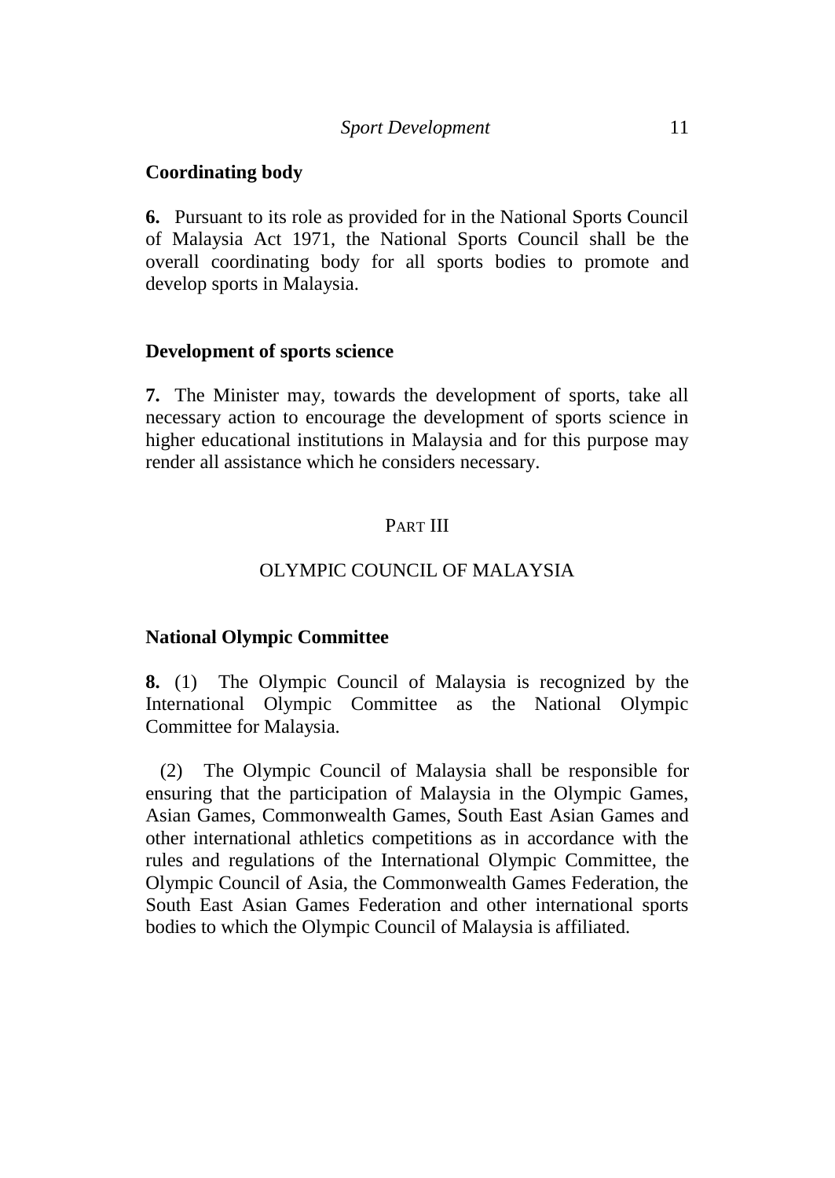**Coordinating body**

**6.** Pursuant to its role as provided for in the National Sports Council of Malaysia Act 1971, the National Sports Council shall be the overall coordinating body for all sports bodies to promote and develop sports in Malaysia.

**Development of sports science**

**7.** The Minister may, towards the development of sports, take all necessary action to encourage the development of sports science in higher educational institutions in Malaysia and for this purpose may render all assistance which he considers necessary.

## PART III

## OLYMPIC COUNCIL OF MALAYSIA

**National Olympic Committee**

**8.** (1) The Olympic Council of Malaysia is recognized by the International Olympic Committee as the National Olympic Committee for Malaysia.

(2) The Olympic Council of Malaysia shall be responsible for ensuring that the participation of Malaysia in the Olympic Games, Asian Games, Commonwealth Games, South East Asian Games and other international athletics competitions as in accordance with the rules and regulations of the International Olympic Committee, the Olympic Council of Asia, the Commonwealth Games Federation, the South East Asian Games Federation and other international sports bodies to which the Olympic Council of Malaysia is affiliated.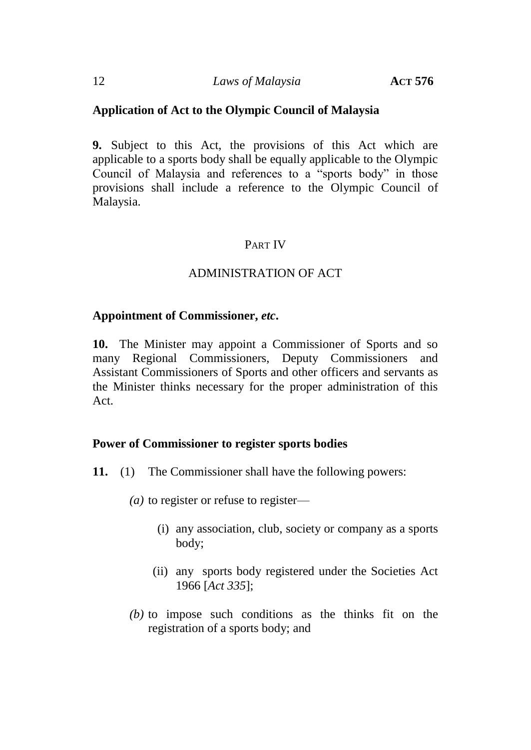**Application of Act to the Olympic Council of Malaysia**

**9.** Subject to this Act, the provisions of this Act which are applicable to a sports body shall be equally applicable to the Olympic Council of Malaysia and references to a "sports body" in those provisions shall include a reference to the Olympic Council of Malaysia.

PART IV

ADMINISTRATION OF ACT

**Appointment of Commissioner, *etc*.**

**10.** The Minister may appoint a Commissioner of Sports and so many Regional Commissioners, Deputy Commissioners and Assistant Commissioners of Sports and other officers and servants as the Minister thinks necessary for the proper administration of this Act.

**Power of Commissioner to register sports bodies**

**11.** (1) The Commissioner shall have the following powers:

*(a)* to register or refuse to register—

(i) any association, club, society or company as a sports body;

(ii) any sports body registered under the Societies Act 1966 [*Act 335*];

*(b)* to impose such conditions as the thinks fit on the registration of a sports body; and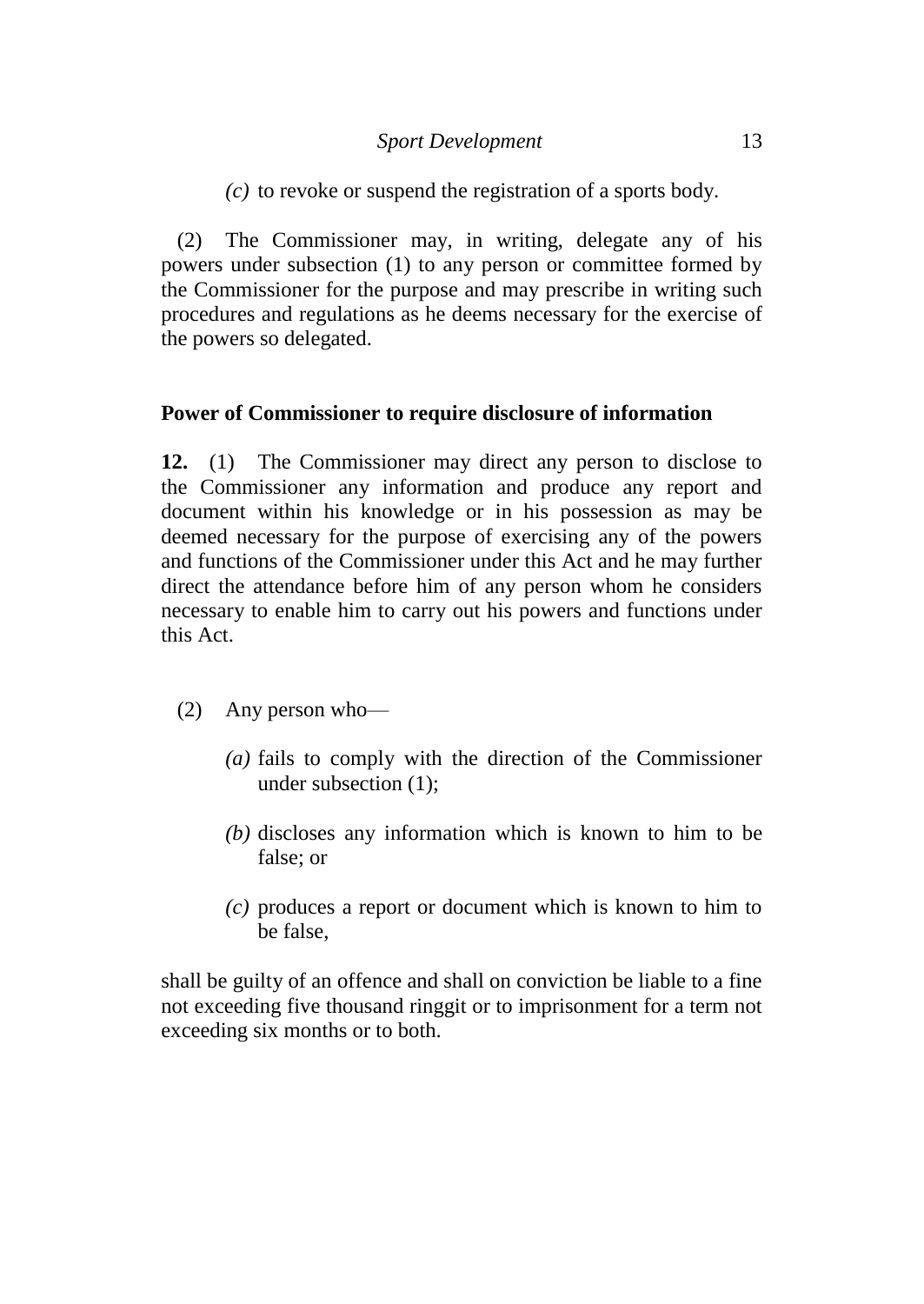*(c)* to revoke or suspend the registration of a sports body.

(2) The Commissioner may, in writing, delegate any of his powers under subsection (1) to any person or committee formed by the Commissioner for the purpose and may prescribe in writing such procedures and regulations as he deems necessary for the exercise of the powers so delegated.

**Power of Commissioner to require disclosure of information**

**12.** (1) The Commissioner may direct any person to disclose to the Commissioner any information and produce any report and document within his knowledge or in his possession as may be deemed necessary for the purpose of exercising any of the powers and functions of the Commissioner under this Act and he may further direct the attendance before him of any person whom he considers necessary to enable him to carry out his powers and functions under this Act.

(2) Any person who—

*(a)* fails to comply with the direction of the Commissioner under subsection (1);

*(b)* discloses any information which is known to him to be false; or

*(c)* produces a report or document which is known to him to be false,

shall be guilty of an offence and shall on conviction be liable to a fine not exceeding five thousand ringgit or to imprisonment for a term not exceeding six months or to both.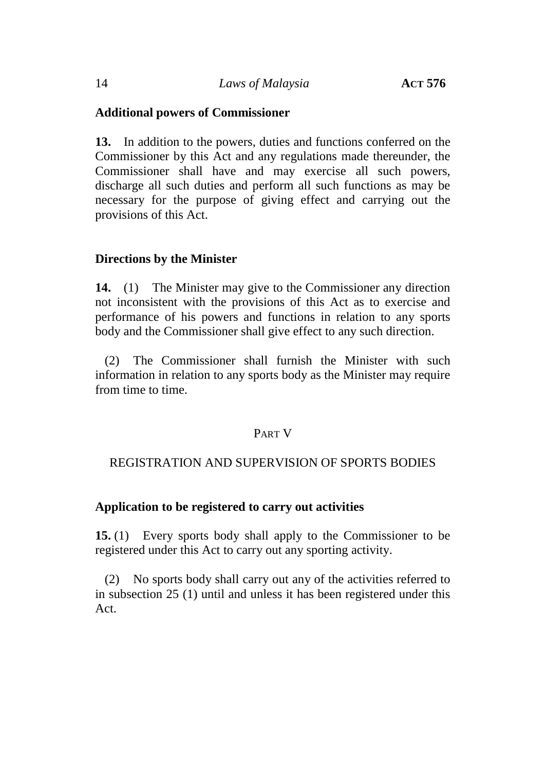**Additional powers of Commissioner**

**13.** In addition to the powers, duties and functions conferred on the Commissioner by this Act and any regulations made thereunder, the Commissioner shall have and may exercise all such powers, discharge all such duties and perform all such functions as may be necessary for the purpose of giving effect and carrying out the provisions of this Act.

**Directions by the Minister**

**14.** (1) The Minister may give to the Commissioner any direction not inconsistent with the provisions of this Act as to exercise and performance of his powers and functions in relation to any sports body and the Commissioner shall give effect to any such direction.

(2) The Commissioner shall furnish the Minister with such information in relation to any sports body as the Minister may require from time to time.

PART V

REGISTRATION AND SUPERVISION OF SPORTS BODIES

**Application to be registered to carry out activities**

**15.** (1) Every sports body shall apply to the Commissioner to be registered under this Act to carry out any sporting activity.

(2) No sports body shall carry out any of the activities referred to in subsection 25 (1) until and unless it has been registered under this Act.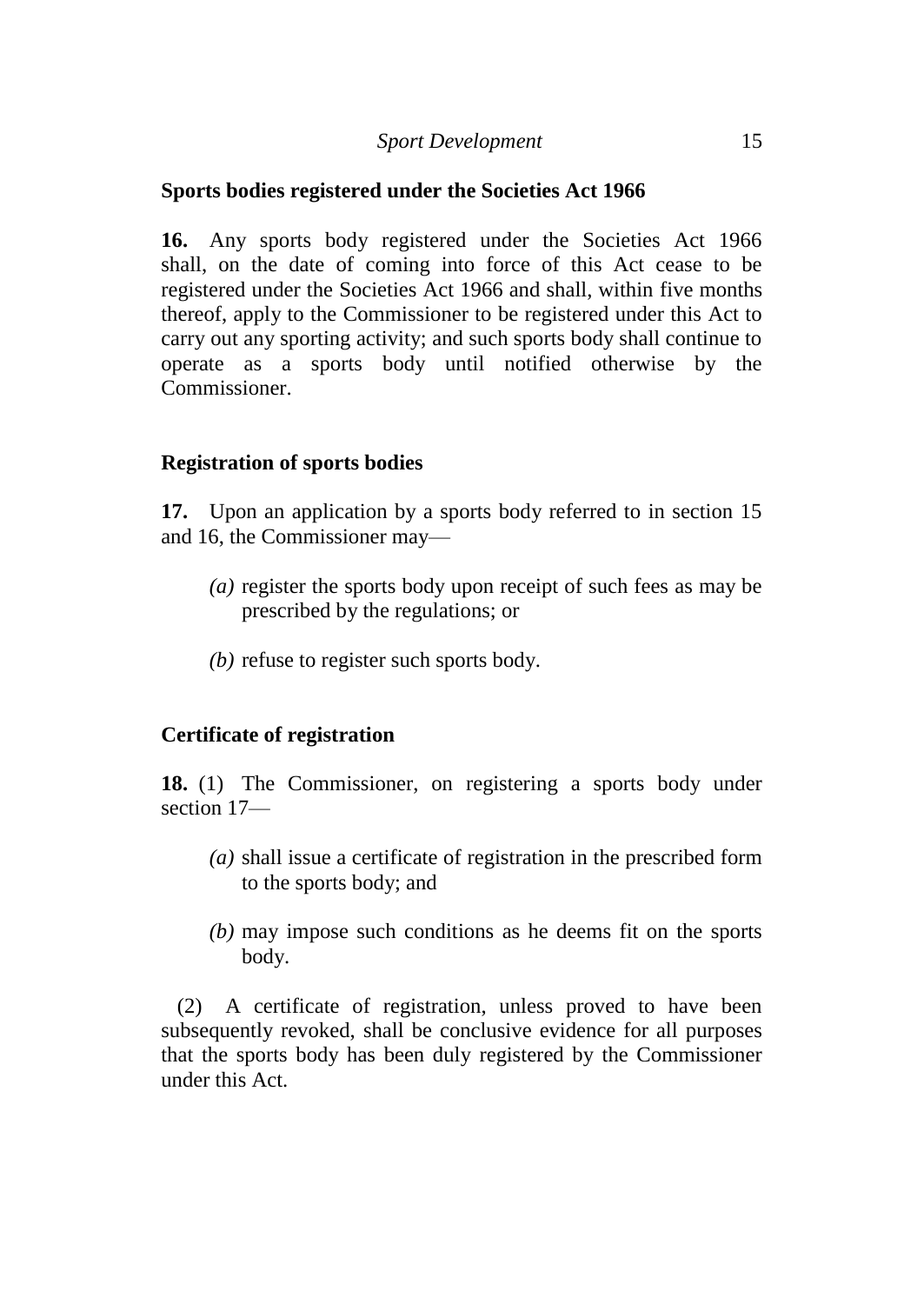**Sports bodies registered under the Societies Act 1966**

**16.** Any sports body registered under the Societies Act 1966 shall, on the date of coming into force of this Act cease to be registered under the Societies Act 1966 and shall, within five months thereof, apply to the Commissioner to be registered under this Act to carry out any sporting activity; and such sports body shall continue to operate as a sports body until notified otherwise by the Commissioner.

**Registration of sports bodies**

**17.** Upon an application by a sports body referred to in section 15 and 16, the Commissioner may—

*(a)* register the sports body upon receipt of such fees as may be prescribed by the regulations; or

*(b)* refuse to register such sports body.

**Certificate of registration**

**18.** (1) The Commissioner, on registering a sports body under section 17—

*(a)* shall issue a certificate of registration in the prescribed form to the sports body; and

*(b)* may impose such conditions as he deems fit on the sports body.

(2) A certificate of registration, unless proved to have been subsequently revoked, shall be conclusive evidence for all purposes that the sports body has been duly registered by the Commissioner under this Act.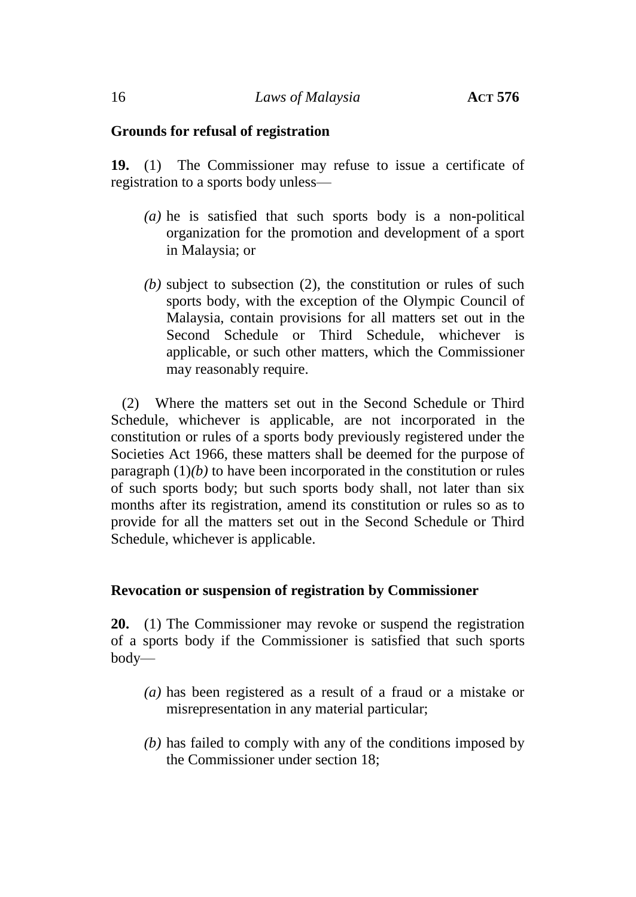**Grounds for refusal of registration**

**19.** (1) The Commissioner may refuse to issue a certificate of registration to a sports body unless—

*(a)* he is satisfied that such sports body is a non-political organization for the promotion and development of a sport in Malaysia; or

*(b)* subject to subsection (2), the constitution or rules of such sports body, with the exception of the Olympic Council of Malaysia, contain provisions for all matters set out in the Second Schedule or Third Schedule, whichever is applicable, or such other matters, which the Commissioner may reasonably require.

(2) Where the matters set out in the Second Schedule or Third Schedule, whichever is applicable, are not incorporated in the constitution or rules of a sports body previously registered under the Societies Act 1966, these matters shall be deemed for the purpose of paragraph (1)*(b)* to have been incorporated in the constitution or rules of such sports body; but such sports body shall, not later than six months after its registration, amend its constitution or rules so as to provide for all the matters set out in the Second Schedule or Third Schedule, whichever is applicable.

**Revocation or suspension of registration by Commissioner**

**20.** (1) The Commissioner may revoke or suspend the registration of a sports body if the Commissioner is satisfied that such sports body—

*(a)* has been registered as a result of a fraud or a mistake or misrepresentation in any material particular;

*(b)* has failed to comply with any of the conditions imposed by the Commissioner under section 18;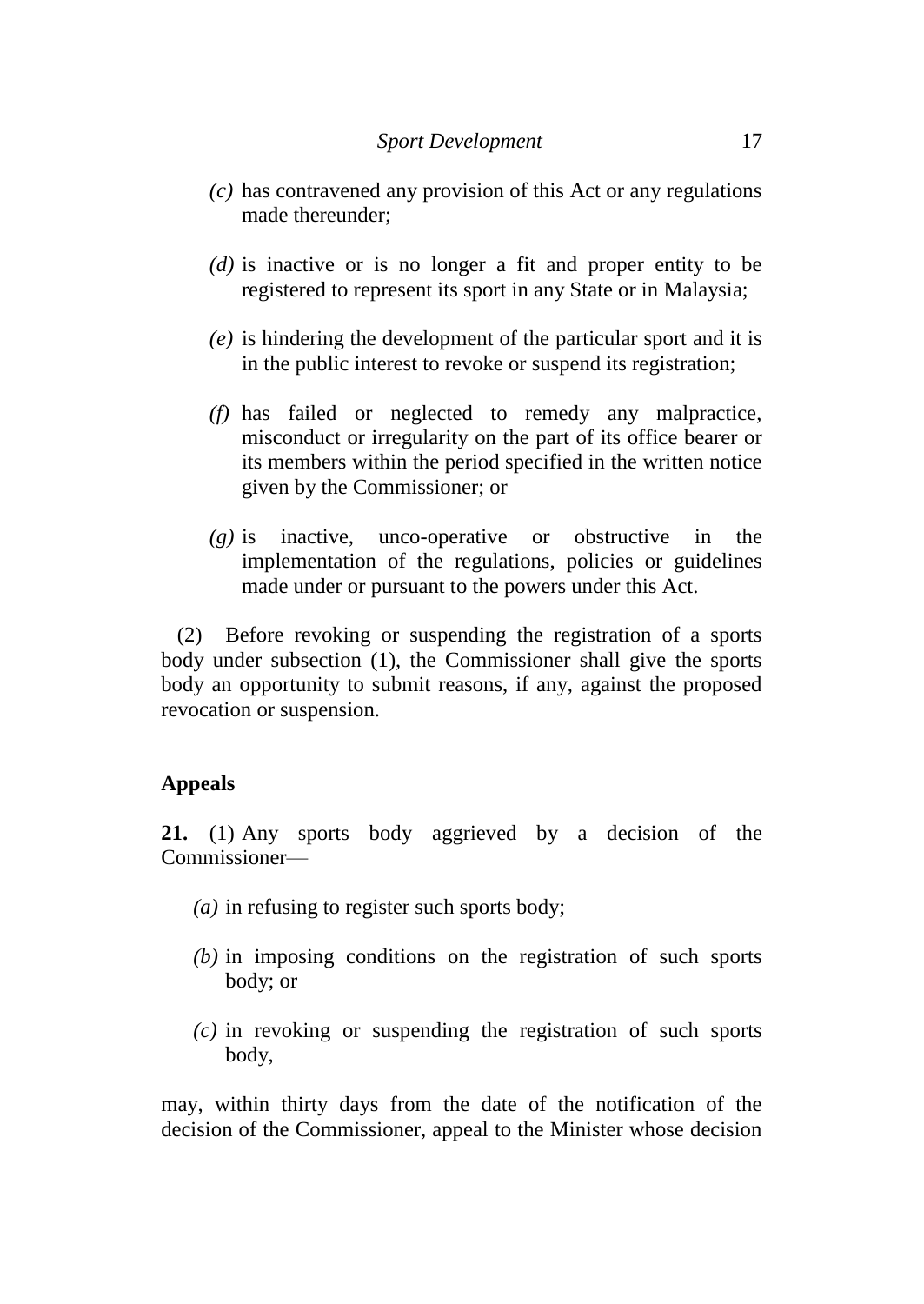*(c)* has contravened any provision of this Act or any regulations made thereunder;

*(d)* is inactive or is no longer a fit and proper entity to be registered to represent its sport in any State or in Malaysia;

*(e)* is hindering the development of the particular sport and it is in the public interest to revoke or suspend its registration;

*(f)* has failed or neglected to remedy any malpractice, misconduct or irregularity on the part of its office bearer or its members within the period specified in the written notice given by the Commissioner; or

*(g)* is inactive, unco-operative or obstructive in the implementation of the regulations, policies or guidelines made under or pursuant to the powers under this Act.

(2) Before revoking or suspending the registration of a sports body under subsection (1), the Commissioner shall give the sports body an opportunity to submit reasons, if any, against the proposed revocation or suspension.

**Appeals**

**21.** (1) Any sports body aggrieved by a decision of the Commissioner—

*(a)* in refusing to register such sports body;

*(b)* in imposing conditions on the registration of such sports body; or

*(c)* in revoking or suspending the registration of such sports body,

may, within thirty days from the date of the notification of the decision of the Commissioner, appeal to the Minister whose decision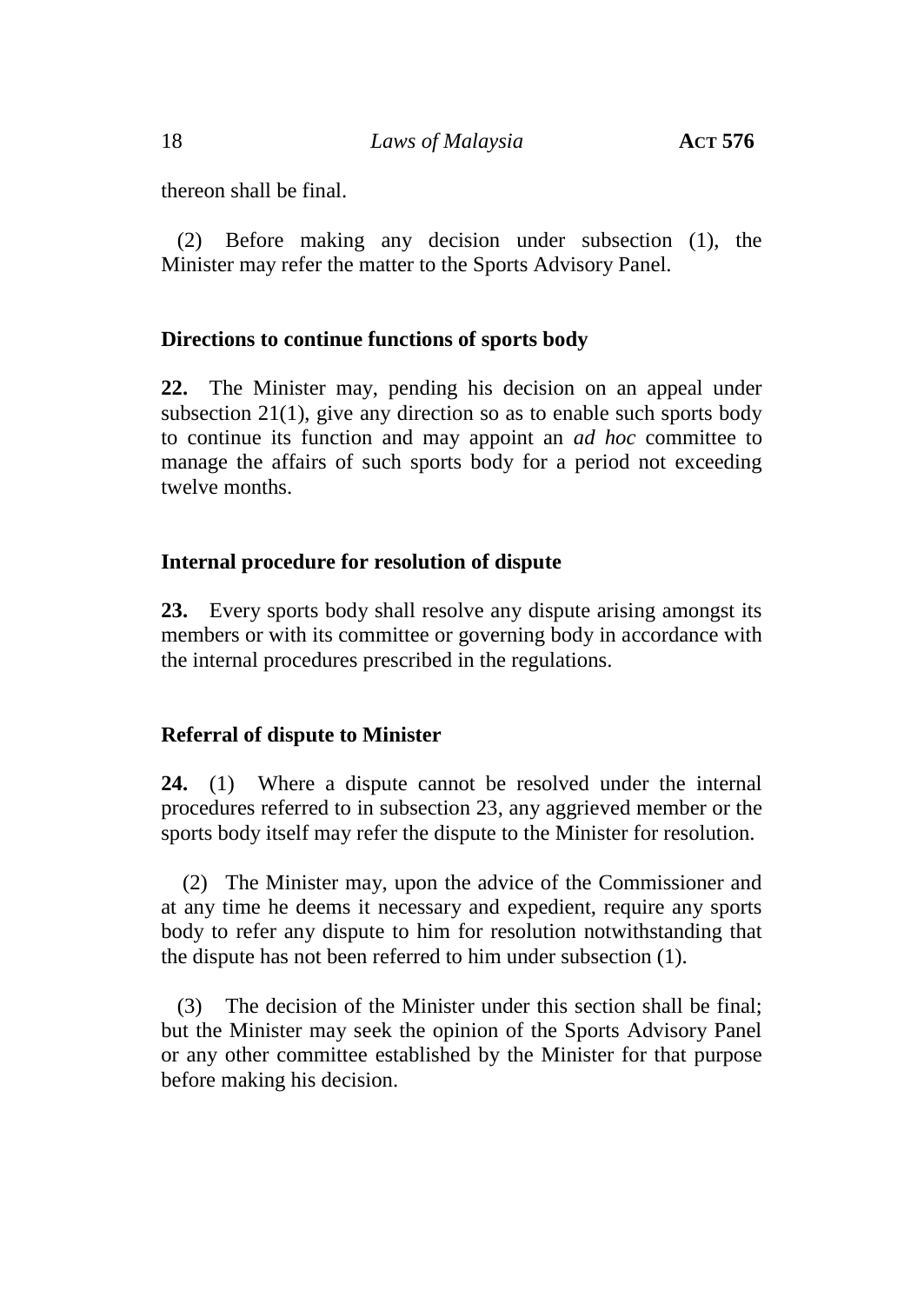thereon shall be final.

(2) Before making any decision under subsection (1), the Minister may refer the matter to the Sports Advisory Panel.

### Directions to continue functions of sports body

**22.** The Minister may, pending his decision on an appeal under subsection 21(1), give any direction so as to enable such sports body to continue its function and may appoint an *ad hoc* committee to manage the affairs of such sports body for a period not exceeding twelve months.

### Internal procedure for resolution of dispute

**23.** Every sports body shall resolve any dispute arising amongst its members or with its committee or governing body in accordance with the internal procedures prescribed in the regulations.

### Referral of dispute to Minister

**24.** (1) Where a dispute cannot be resolved under the internal procedures referred to in subsection 23, any aggrieved member or the sports body itself may refer the dispute to the Minister for resolution.

(2) The Minister may, upon the advice of the Commissioner and at any time he deems it necessary and expedient, require any sports body to refer any dispute to him for resolution notwithstanding that the dispute has not been referred to him under subsection (1).

(3) The decision of the Minister under this section shall be final; but the Minister may seek the opinion of the Sports Advisory Panel or any other committee established by the Minister for that purpose before making his decision.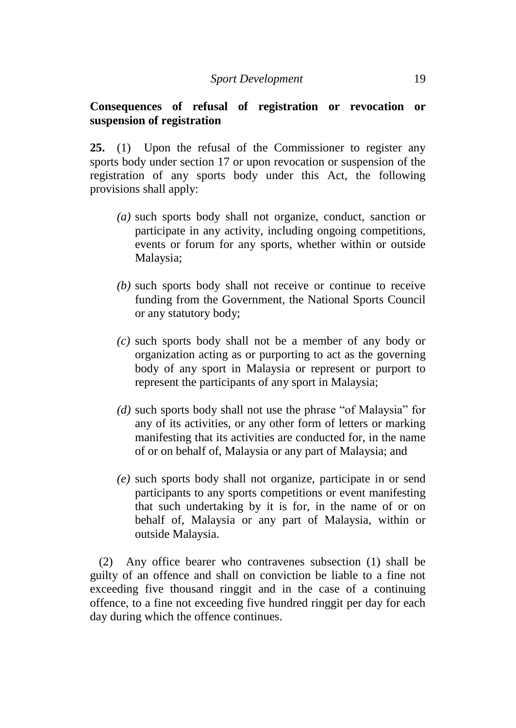**Consequences of refusal of registration or revocation or suspension of registration**

**25.** (1) Upon the refusal of the Commissioner to register any sports body under section 17 or upon revocation or suspension of the registration of any sports body under this Act, the following provisions shall apply:

*(a)* such sports body shall not organize, conduct, sanction or participate in any activity, including ongoing competitions, events or forum for any sports, whether within or outside Malaysia;

*(b)* such sports body shall not receive or continue to receive funding from the Government, the National Sports Council or any statutory body;

*(c)* such sports body shall not be a member of any body or organization acting as or purporting to act as the governing body of any sport in Malaysia or represent or purport to represent the participants of any sport in Malaysia;

*(d)* such sports body shall not use the phrase "of Malaysia" for any of its activities, or any other form of letters or marking manifesting that its activities are conducted for, in the name of or on behalf of, Malaysia or any part of Malaysia; and

*(e)* such sports body shall not organize, participate in or send participants to any sports competitions or event manifesting that such undertaking by it is for, in the name of or on behalf of, Malaysia or any part of Malaysia, within or outside Malaysia.

(2) Any office bearer who contravenes subsection (1) shall be guilty of an offence and shall on conviction be liable to a fine not exceeding five thousand ringgit and in the case of a continuing offence, to a fine not exceeding five hundred ringgit per day for each day during which the offence continues.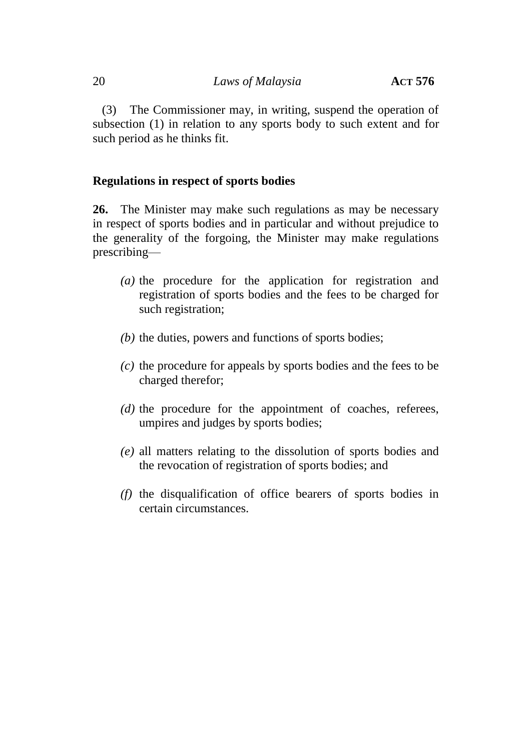(3) The Commissioner may, in writing, suspend the operation of subsection (1) in relation to any sports body to such extent and for such period as he thinks fit.

**Regulations in respect of sports bodies**

**26.** The Minister may make such regulations as may be necessary in respect of sports bodies and in particular and without prejudice to the generality of the forgoing, the Minister may make regulations prescribing—

*(a)* the procedure for the application for registration and registration of sports bodies and the fees to be charged for such registration;

*(b)* the duties, powers and functions of sports bodies;

*(c)* the procedure for appeals by sports bodies and the fees to be charged therefor;

*(d)* the procedure for the appointment of coaches, referees, umpires and judges by sports bodies;

*(e)* all matters relating to the dissolution of sports bodies and the revocation of registration of sports bodies; and

*(f)* the disqualification of office bearers of sports bodies in certain circumstances.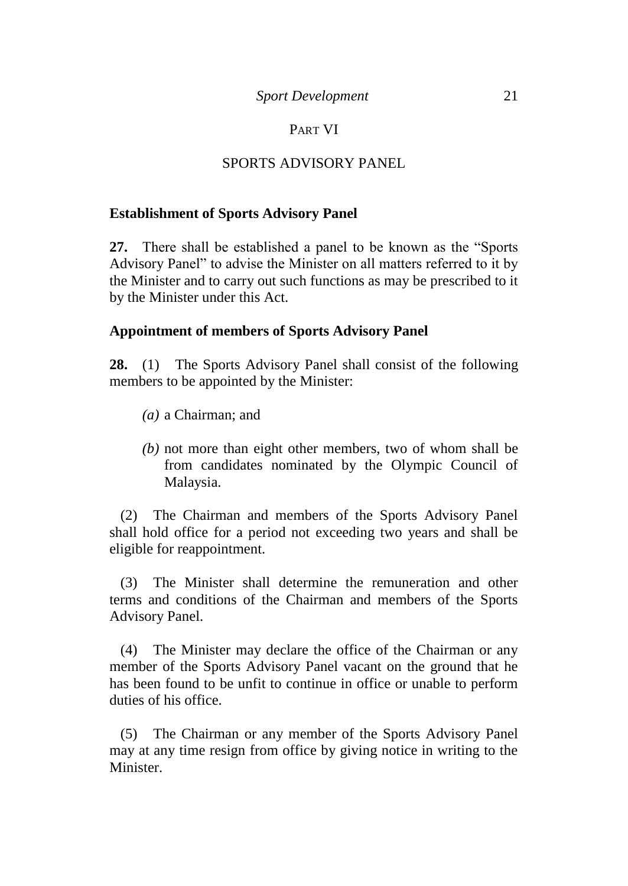PART VI

SPORTS ADVISORY PANEL

**Establishment of Sports Advisory Panel**

**27.** There shall be established a panel to be known as the "Sports Advisory Panel" to advise the Minister on all matters referred to it by the Minister and to carry out such functions as may be prescribed to it by the Minister under this Act.

**Appointment of members of Sports Advisory Panel**

**28.** (1) The Sports Advisory Panel shall consist of the following members to be appointed by the Minister:

*(a)* a Chairman; and

*(b)* not more than eight other members, two of whom shall be from candidates nominated by the Olympic Council of Malaysia.

(2) The Chairman and members of the Sports Advisory Panel shall hold office for a period not exceeding two years and shall be eligible for reappointment.

(3) The Minister shall determine the remuneration and other terms and conditions of the Chairman and members of the Sports Advisory Panel.

(4) The Minister may declare the office of the Chairman or any member of the Sports Advisory Panel vacant on the ground that he has been found to be unfit to continue in office or unable to perform duties of his office.

(5) The Chairman or any member of the Sports Advisory Panel may at any time resign from office by giving notice in writing to the Minister.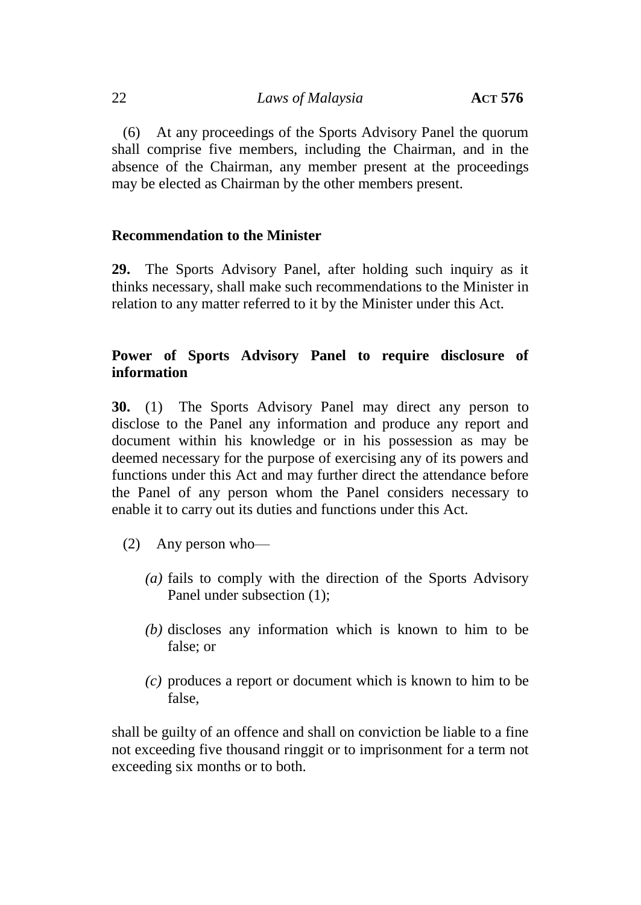(6) At any proceedings of the Sports Advisory Panel the quorum shall comprise five members, including the Chairman, and in the absence of the Chairman, any member present at the proceedings may be elected as Chairman by the other members present.

**Recommendation to the Minister**

**29.** The Sports Advisory Panel, after holding such inquiry as it thinks necessary, shall make such recommendations to the Minister in relation to any matter referred to it by the Minister under this Act.

**Power of Sports Advisory Panel to require disclosure of information**

**30.** (1) The Sports Advisory Panel may direct any person to disclose to the Panel any information and produce any report and document within his knowledge or in his possession as may be deemed necessary for the purpose of exercising any of its powers and functions under this Act and may further direct the attendance before the Panel of any person whom the Panel considers necessary to enable it to carry out its duties and functions under this Act.

(2) Any person who—

*(a)* fails to comply with the direction of the Sports Advisory Panel under subsection (1);

*(b)* discloses any information which is known to him to be false; or

*(c)* produces a report or document which is known to him to be false,

shall be guilty of an offence and shall on conviction be liable to a fine not exceeding five thousand ringgit or to imprisonment for a term not exceeding six months or to both.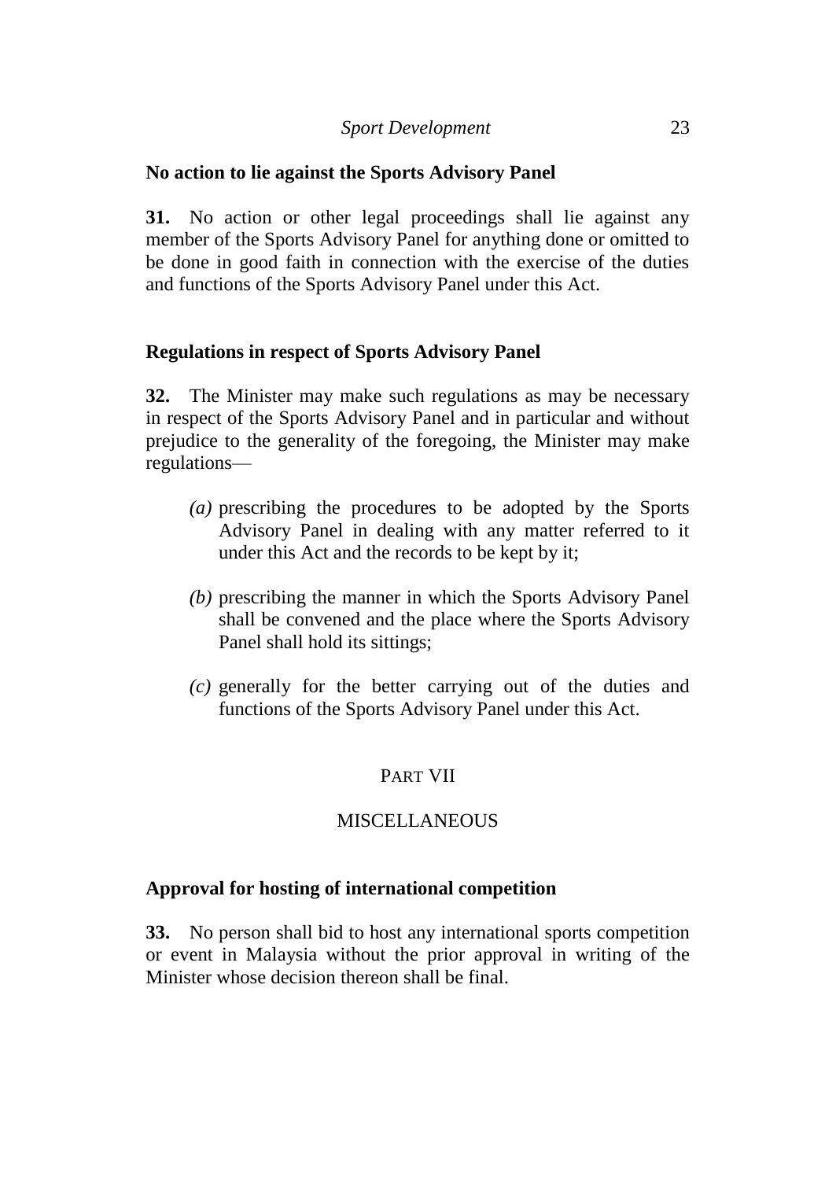**No action to lie against the Sports Advisory Panel**

**31.** No action or other legal proceedings shall lie against any member of the Sports Advisory Panel for anything done or omitted to be done in good faith in connection with the exercise of the duties and functions of the Sports Advisory Panel under this Act.

**Regulations in respect of Sports Advisory Panel**

**32.** The Minister may make such regulations as may be necessary in respect of the Sports Advisory Panel and in particular and without prejudice to the generality of the foregoing, the Minister may make regulations—

*(a)* prescribing the procedures to be adopted by the Sports Advisory Panel in dealing with any matter referred to it under this Act and the records to be kept by it;

*(b)* prescribing the manner in which the Sports Advisory Panel shall be convened and the place where the Sports Advisory Panel shall hold its sittings;

*(c)* generally for the better carrying out of the duties and functions of the Sports Advisory Panel under this Act.

## PART VII

## MISCELLANEOUS

**Approval for hosting of international competition**

**33.** No person shall bid to host any international sports competition or event in Malaysia without the prior approval in writing of the Minister whose decision thereon shall be final.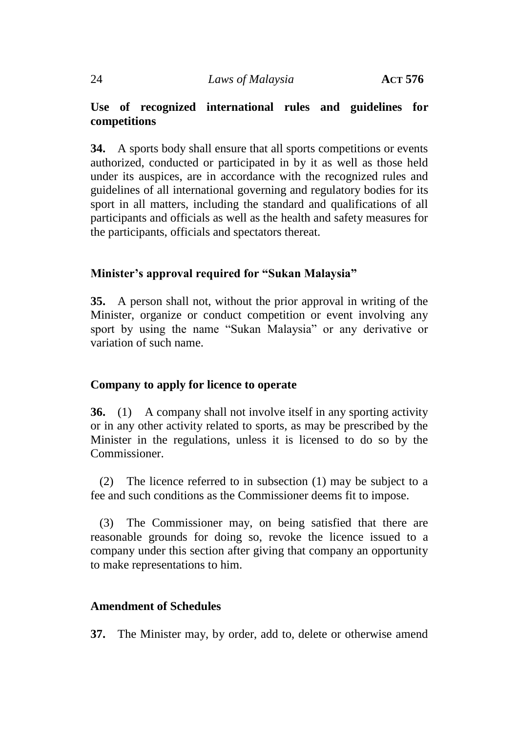**Use of recognized international rules and guidelines for competitions**

**34.** A sports body shall ensure that all sports competitions or events authorized, conducted or participated in by it as well as those held under its auspices, are in accordance with the recognized rules and guidelines of all international governing and regulatory bodies for its sport in all matters, including the standard and qualifications of all participants and officials as well as the health and safety measures for the participants, officials and spectators thereat.

**Minister's approval required for "Sukan Malaysia"**

**35.** A person shall not, without the prior approval in writing of the Minister, organize or conduct competition or event involving any sport by using the name "Sukan Malaysia" or any derivative or variation of such name.

**Company to apply for licence to operate**

**36.** (1) A company shall not involve itself in any sporting activity or in any other activity related to sports, as may be prescribed by the Minister in the regulations, unless it is licensed to do so by the Commissioner.

(2) The licence referred to in subsection (1) may be subject to a fee and such conditions as the Commissioner deems fit to impose.

(3) The Commissioner may, on being satisfied that there are reasonable grounds for doing so, revoke the licence issued to a company under this section after giving that company an opportunity to make representations to him.

**Amendment of Schedules**

**37.** The Minister may, by order, add to, delete or otherwise amend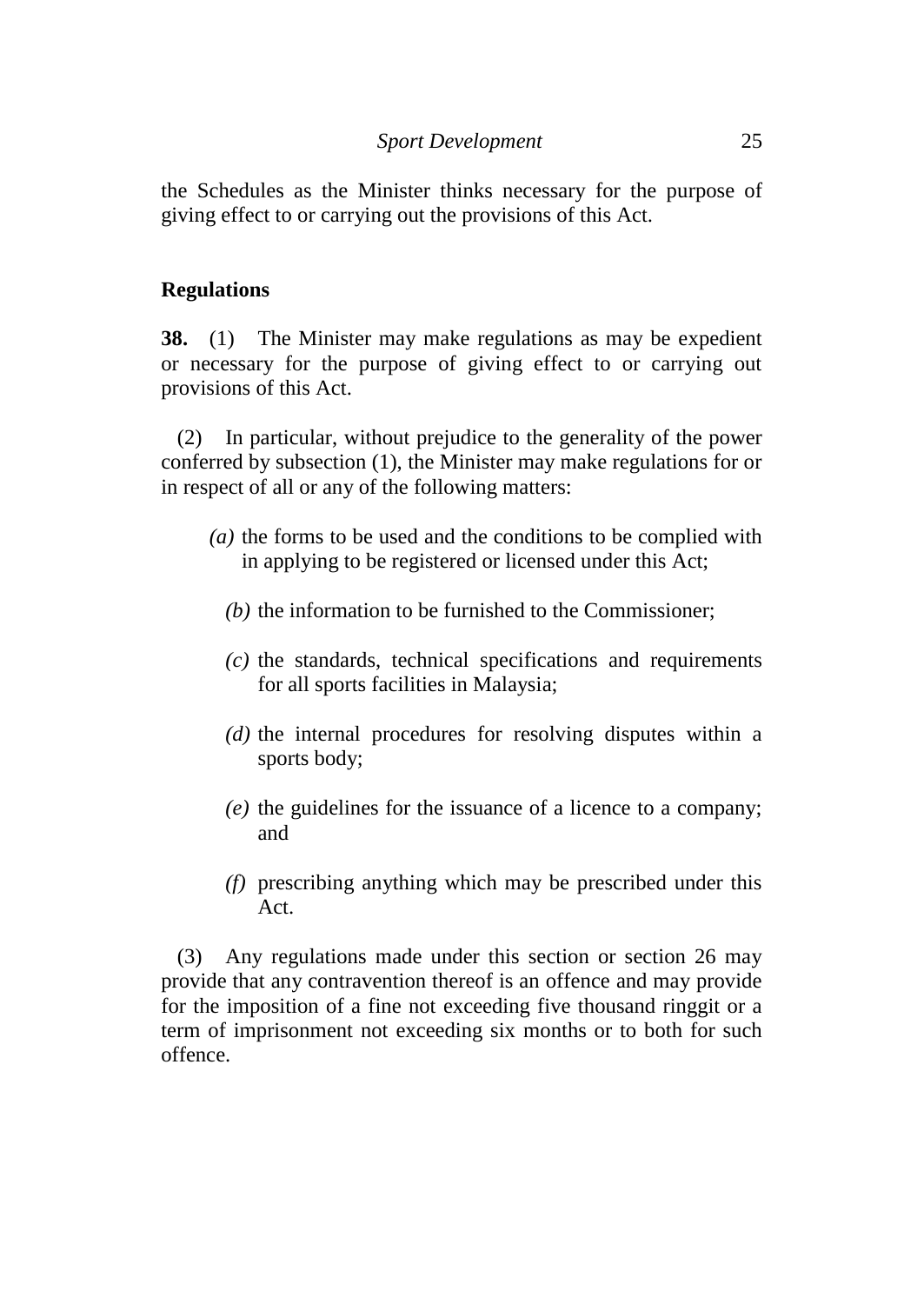the Schedules as the Minister thinks necessary for the purpose of giving effect to or carrying out the provisions of this Act.

**Regulations**

**38.** (1) The Minister may make regulations as may be expedient or necessary for the purpose of giving effect to or carrying out provisions of this Act.

(2) In particular, without prejudice to the generality of the power conferred by subsection (1), the Minister may make regulations for or in respect of all or any of the following matters:

*(a)* the forms to be used and the conditions to be complied with in applying to be registered or licensed under this Act;

*(b)* the information to be furnished to the Commissioner;

*(c)* the standards, technical specifications and requirements for all sports facilities in Malaysia;

*(d)* the internal procedures for resolving disputes within a sports body;

*(e)* the guidelines for the issuance of a licence to a company; and

*(f)* prescribing anything which may be prescribed under this Act.

(3) Any regulations made under this section or section 26 may provide that any contravention thereof is an offence and may provide for the imposition of a fine not exceeding five thousand ringgit or a term of imprisonment not exceeding six months or to both for such offence.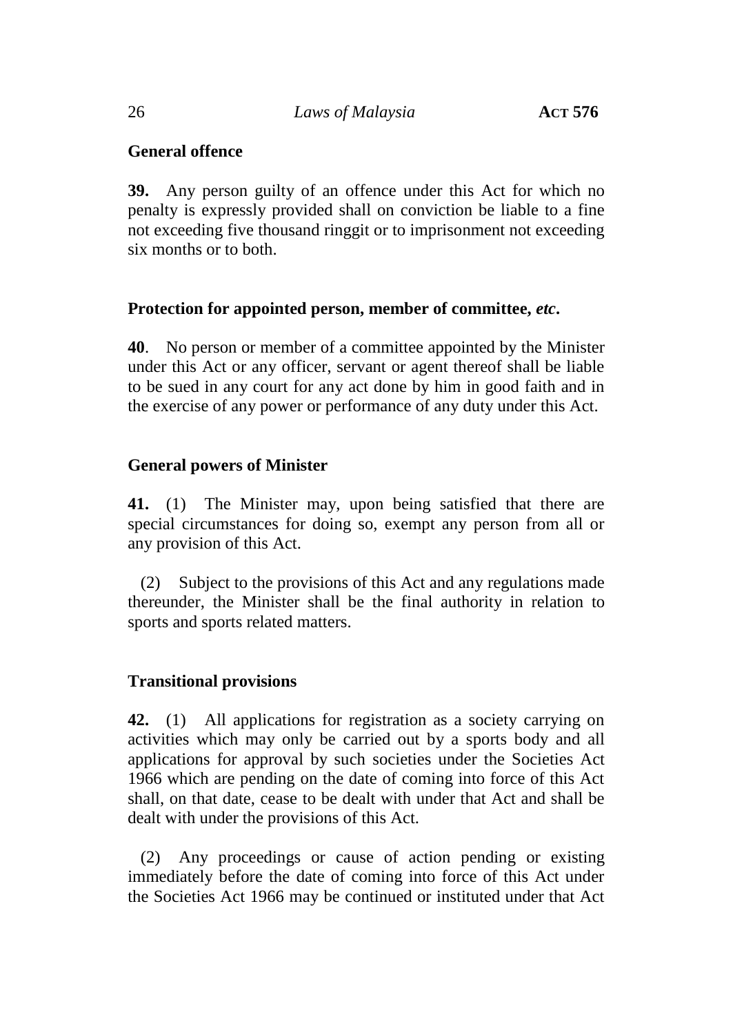**General offence**

**39.** Any person guilty of an offence under this Act for which no penalty is expressly provided shall on conviction be liable to a fine not exceeding five thousand ringgit or to imprisonment not exceeding six months or to both.

**Protection for appointed person, member of committee,** ***etc*****.**

**40**. No person or member of a committee appointed by the Minister under this Act or any officer, servant or agent thereof shall be liable to be sued in any court for any act done by him in good faith and in the exercise of any power or performance of any duty under this Act.

**General powers of Minister**

**41.** (1) The Minister may, upon being satisfied that there are special circumstances for doing so, exempt any person from all or any provision of this Act.

(2) Subject to the provisions of this Act and any regulations made thereunder, the Minister shall be the final authority in relation to sports and sports related matters.

**Transitional provisions**

**42.** (1) All applications for registration as a society carrying on activities which may only be carried out by a sports body and all applications for approval by such societies under the Societies Act 1966 which are pending on the date of coming into force of this Act shall, on that date, cease to be dealt with under that Act and shall be dealt with under the provisions of this Act.

(2) Any proceedings or cause of action pending or existing immediately before the date of coming into force of this Act under the Societies Act 1966 may be continued or instituted under that Act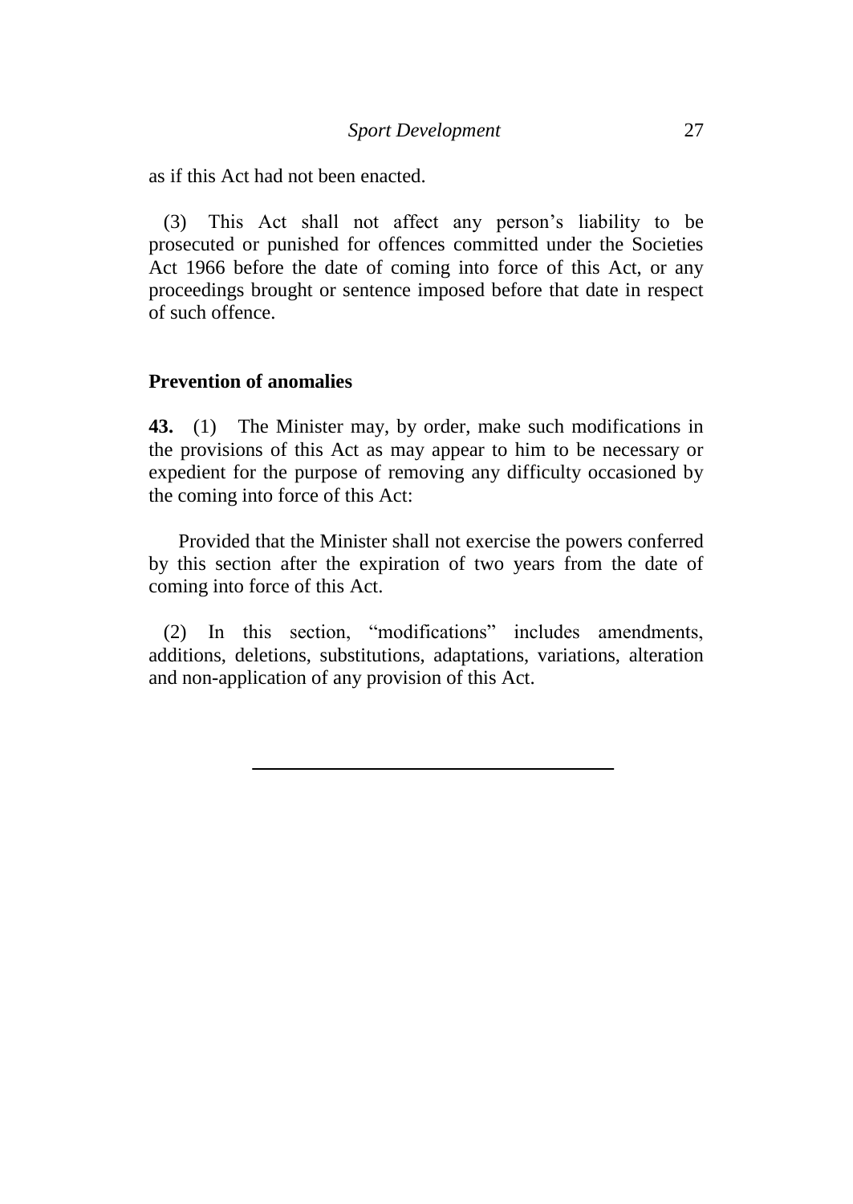as if this Act had not been enacted.

(3) This Act shall not affect any person's liability to be prosecuted or punished for offences committed under the Societies Act 1966 before the date of coming into force of this Act, or any proceedings brought or sentence imposed before that date in respect of such offence.

**Prevention of anomalies**

**43.** (1) The Minister may, by order, make such modifications in the provisions of this Act as may appear to him to be necessary or expedient for the purpose of removing any difficulty occasioned by the coming into force of this Act:

Provided that the Minister shall not exercise the powers conferred by this section after the expiration of two years from the date of coming into force of this Act.

(2) In this section, "modifications" includes amendments, additions, deletions, substitutions, adaptations, variations, alteration and non-application of any provision of this Act.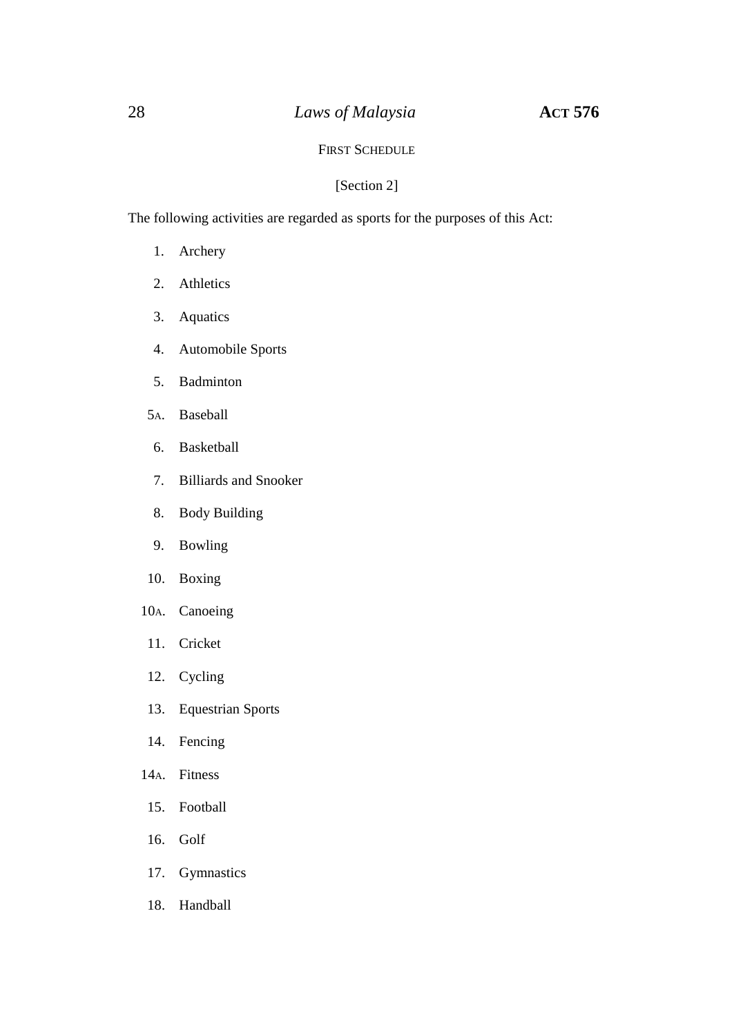## FIRST SCHEDULE

[Section 2]

The following activities are regarded as sports for the purposes of this Act:

1. Archery
2. Athletics
3. Aquatics
4. Automobile Sports
5. Badminton

5A. Baseball

6. Basketball
7. Billiards and Snooker
8. Body Building
9. Bowling
10. Boxing

10A. Canoeing

11. Cricket
12. Cycling
13. Equestrian Sports
14. Fencing

14A. Fitness

15. Football
16. Golf
17. Gymnastics
18. Handball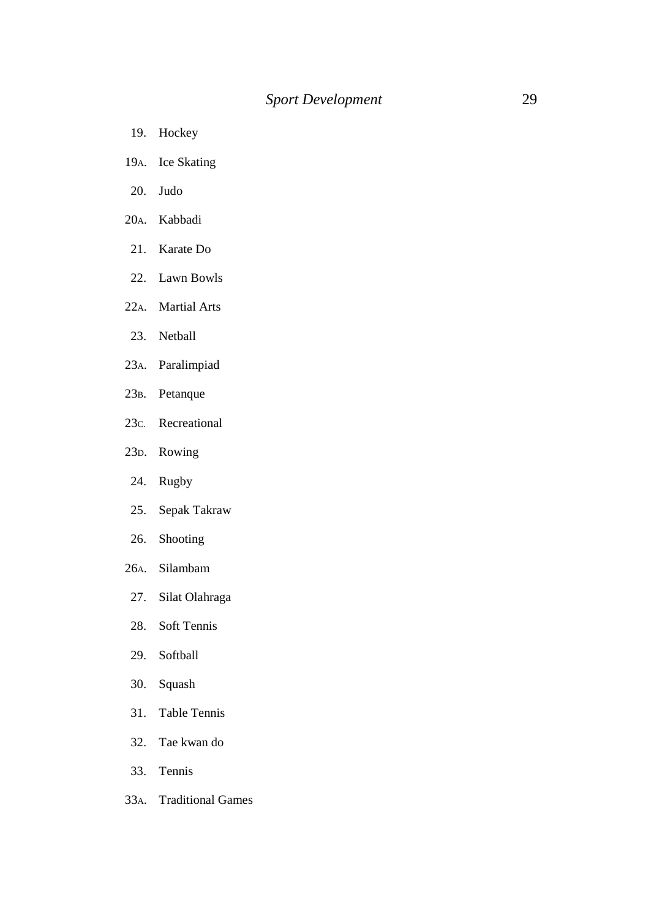19. Hockey

19A. Ice Skating

20. Judo

20A. Kabbadi

21. Karate Do

22. Lawn Bowls

22A. Martial Arts

23. Netball

23A. Paralimpiad

23B. Petanque

23C. Recreational

23D. Rowing

24. Rugby

25. Sepak Takraw

26. Shooting

26A. Silambam

27. Silat Olahraga

28. Soft Tennis

29. Softball

30. Squash

31. Table Tennis

32. Tae kwan do

33. Tennis

33A. Traditional Games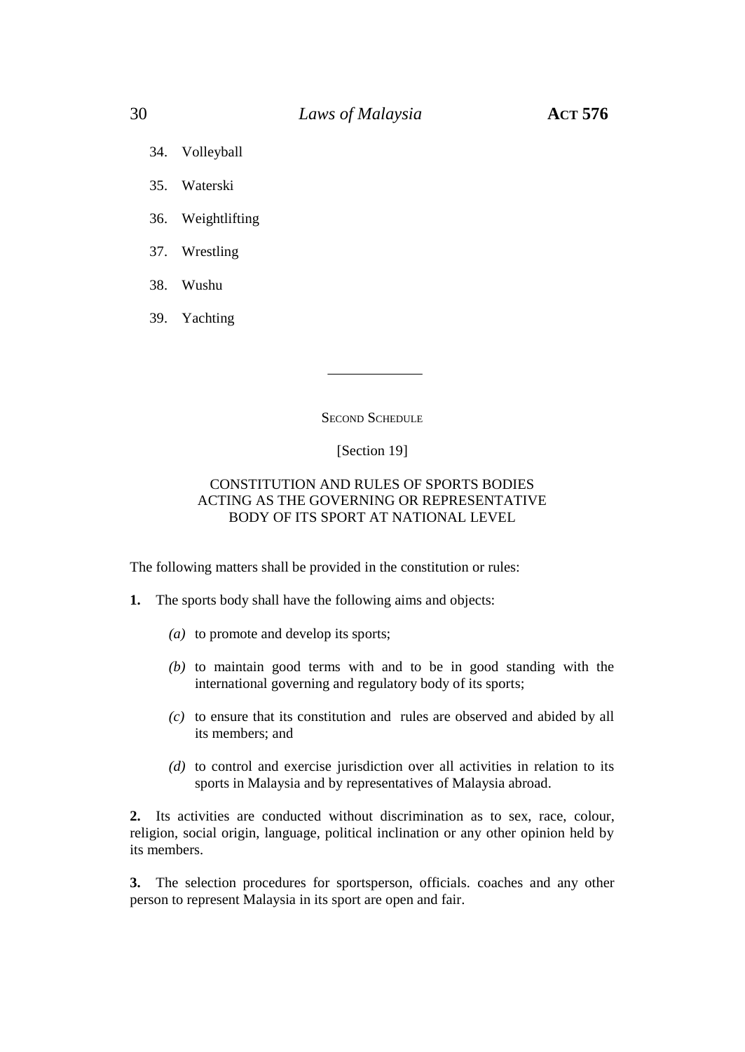34. Volleyball
35. Waterski
36. Weightlifting
37. Wrestling
38. Wushu
39. Yachting

---

## SECOND SCHEDULE

[Section 19]

### CONSTITUTION AND RULES OF SPORTS BODIES ACTING AS THE GOVERNING OR REPRESENTATIVE BODY OF ITS SPORT AT NATIONAL LEVEL

The following matters shall be provided in the constitution or rules:

**1.** The sports body shall have the following aims and objects:

*(a)* to promote and develop its sports;

*(b)* to maintain good terms with and to be in good standing with the international governing and regulatory body of its sports;

*(c)* to ensure that its constitution and rules are observed and abided by all its members; and

*(d)* to control and exercise jurisdiction over all activities in relation to its sports in Malaysia and by representatives of Malaysia abroad.

**2.** Its activities are conducted without discrimination as to sex, race, colour, religion, social origin, language, political inclination or any other opinion held by its members.

**3.** The selection procedures for sportsperson, officials. coaches and any other person to represent Malaysia in its sport are open and fair.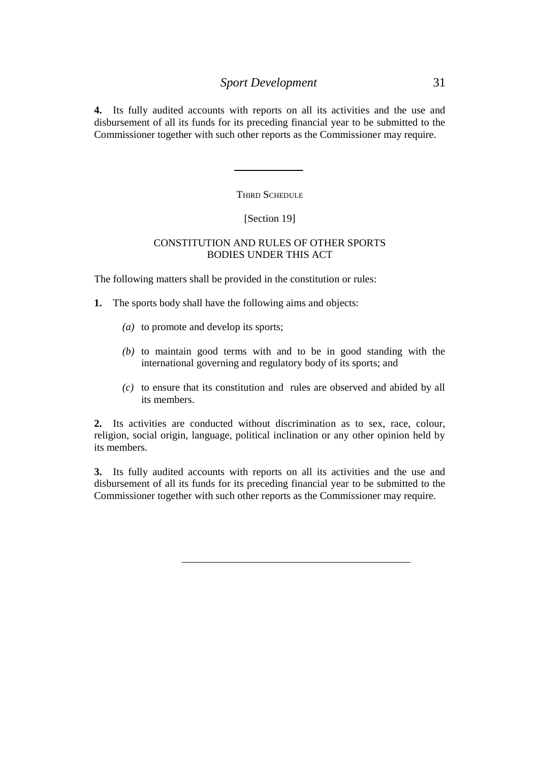**4.** Its fully audited accounts with reports on all its activities and the use and disbursement of all its funds for its preceding financial year to be submitted to the Commissioner together with such other reports as the Commissioner may require.

---

## THIRD SCHEDULE

[Section 19]

### CONSTITUTION AND RULES OF OTHER SPORTS BODIES UNDER THIS ACT

The following matters shall be provided in the constitution or rules:

**1.** The sports body shall have the following aims and objects:

*(a)* to promote and develop its sports;

*(b)* to maintain good terms with and to be in good standing with the international governing and regulatory body of its sports; and

*(c)* to ensure that its constitution and rules are observed and abided by all its members.

**2.** Its activities are conducted without discrimination as to sex, race, colour, religion, social origin, language, political inclination or any other opinion held by its members.

**3.** Its fully audited accounts with reports on all its activities and the use and disbursement of all its funds for its preceding financial year to be submitted to the Commissioner together with such other reports as the Commissioner may require.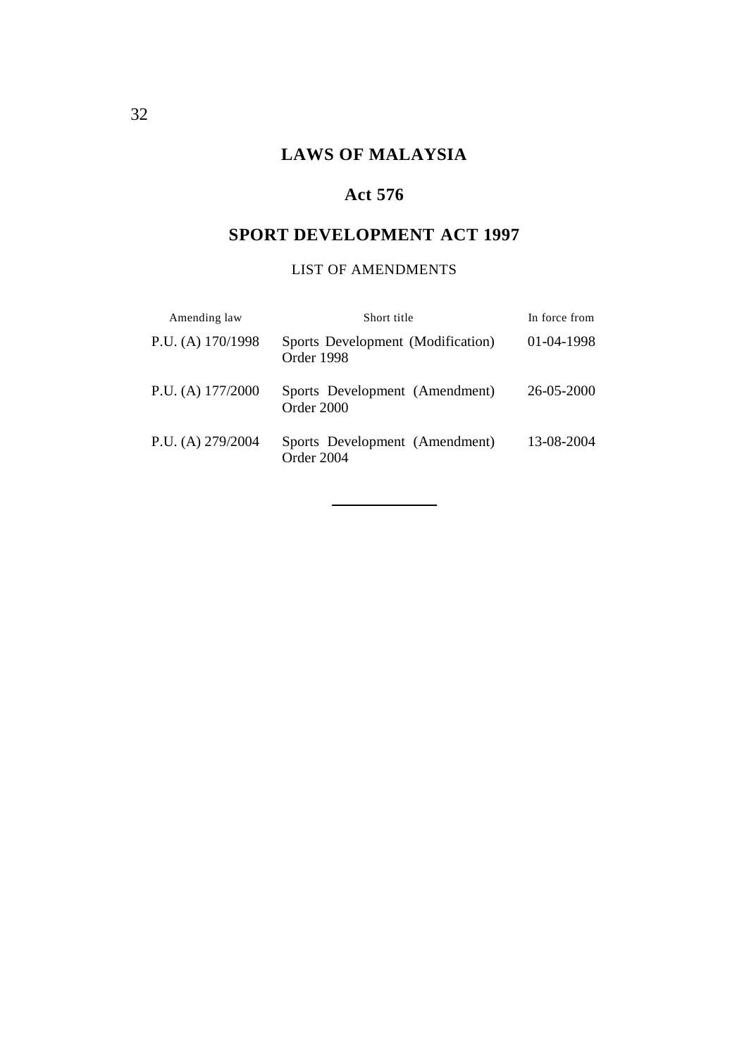# LAWS OF MALAYSIA

## Act 576

## SPORT DEVELOPMENT ACT 1997

LIST OF AMENDMENTS

| Amending law | Short title | In force from |
|---|---|---|
| P.U. (A) 170/1998 | Sports Development (Modification) Order 1998 | 01-04-1998 |
| P.U. (A) 177/2000 | Sports Development (Amendment) Order 2000 | 26-05-2000 |
| P.U. (A) 279/2004 | Sports Development (Amendment) Order 2004 | 13-08-2004 |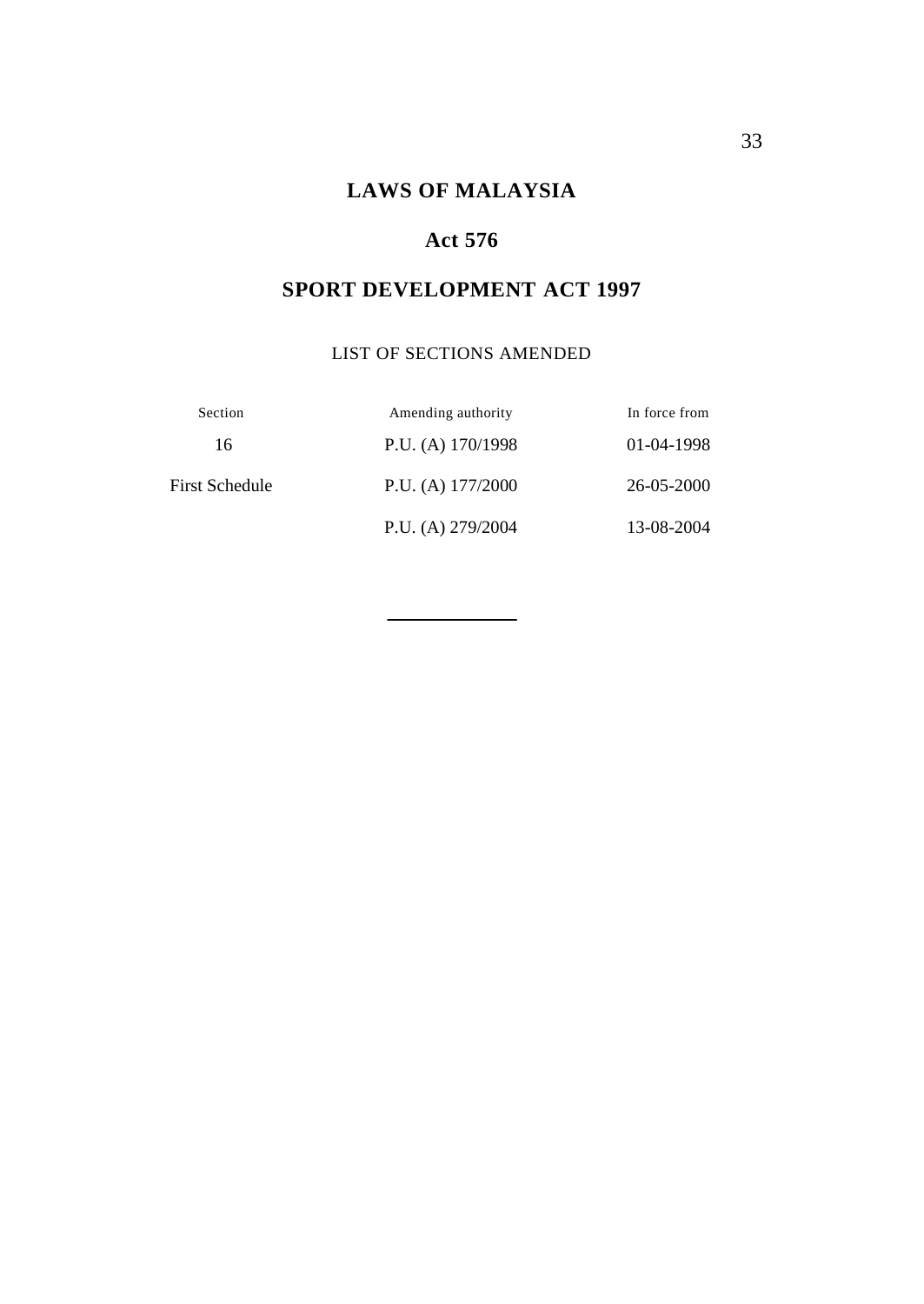# LAWS OF MALAYSIA

## Act 576

## SPORT DEVELOPMENT ACT 1997

LIST OF SECTIONS AMENDED

| Section | Amending authority | In force from |
|---|---|---|
| 16 | P.U. (A) 170/1998 | 01-04-1998 |
| First Schedule | P.U. (A) 177/2000 | 26-05-2000 |
| | P.U. (A) 279/2004 | 13-08-2004 |